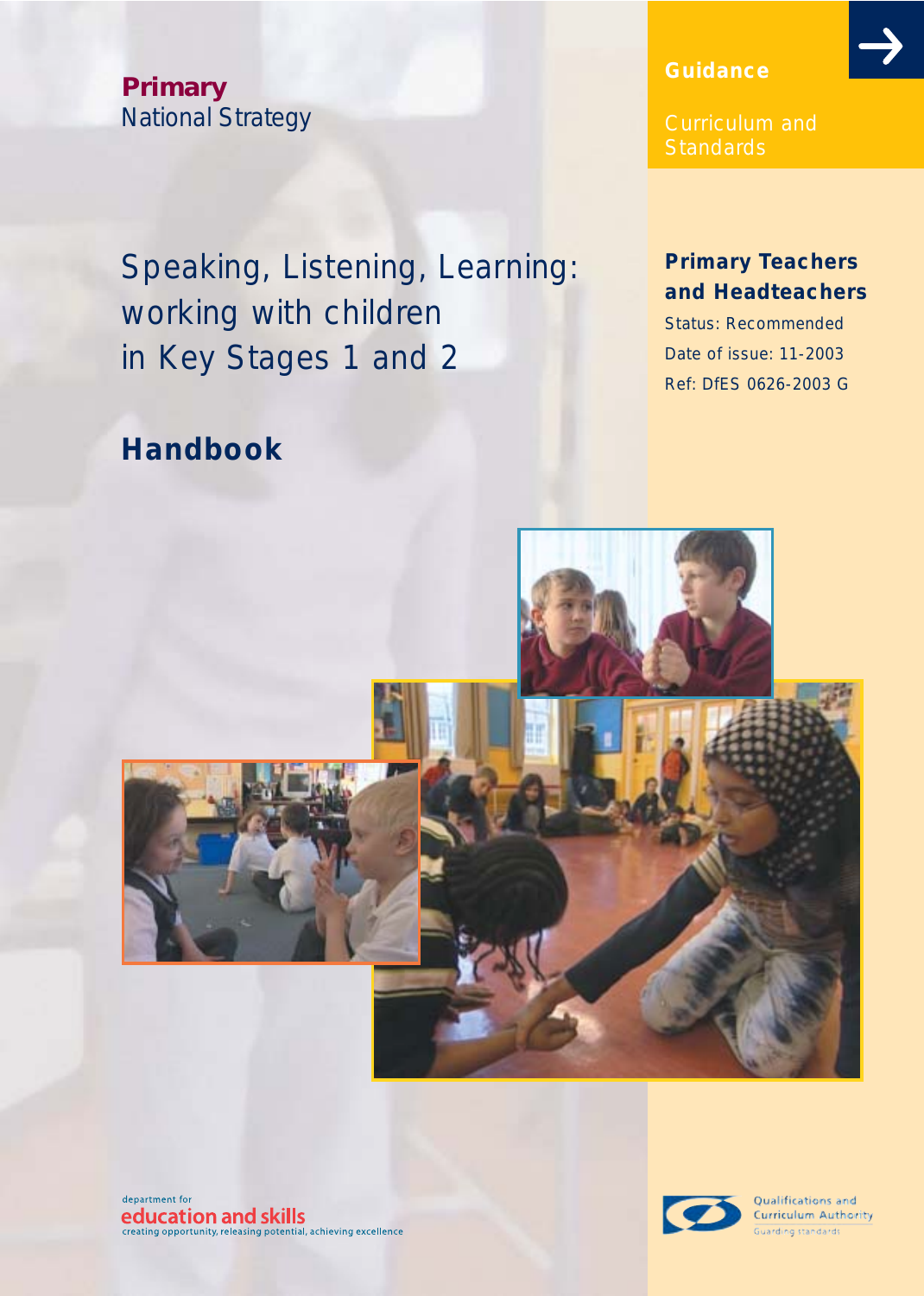**Primary**
National Strategy

# Speaking, Listening, Learning: working with children in Key Stages 1 and 2

## Handbook

**Guidance**

Curriculum and Standards

**Primary Teachers and Headteachers**

Status: Recommended

Date of issue: 11-2003

Ref: DfES 0626-2003 G

department for
education and skills
creating opportunity, releasing potential, achieving excellence

Qualifications and Curriculum Authority
Guarding standards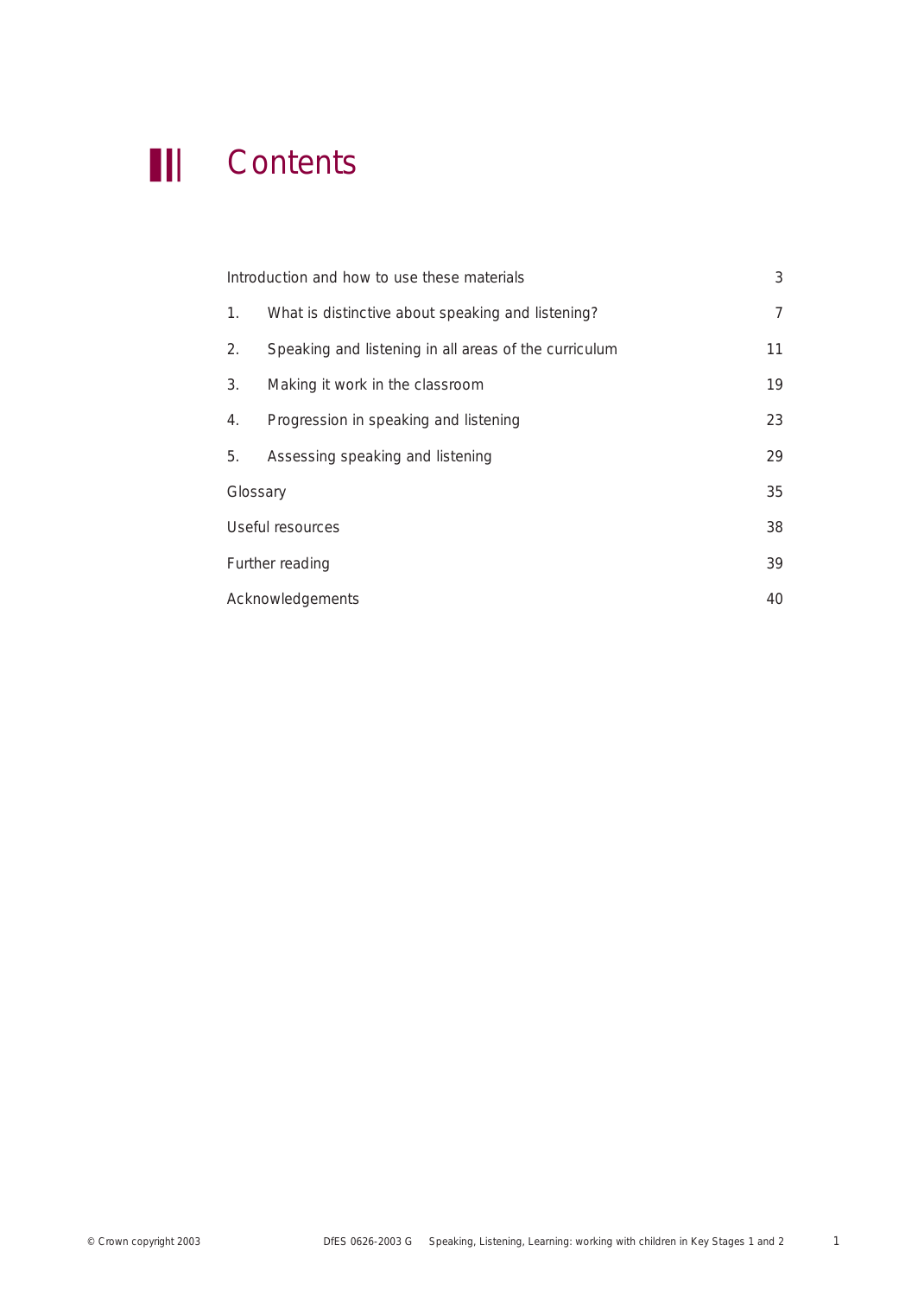# Contents

| | | |
|---|---|---|
| Introduction and how to use these materials | | 3 |
| 1. | What is distinctive about speaking and listening? | 7 |
| 2. | Speaking and listening in all areas of the curriculum | 11 |
| 3. | Making it work in the classroom | 19 |
| 4. | Progression in speaking and listening | 23 |
| 5. | Assessing speaking and listening | 29 |
| Glossary | | 35 |
| Useful resources | | 38 |
| Further reading | | 39 |
| Acknowledgements | | 40 |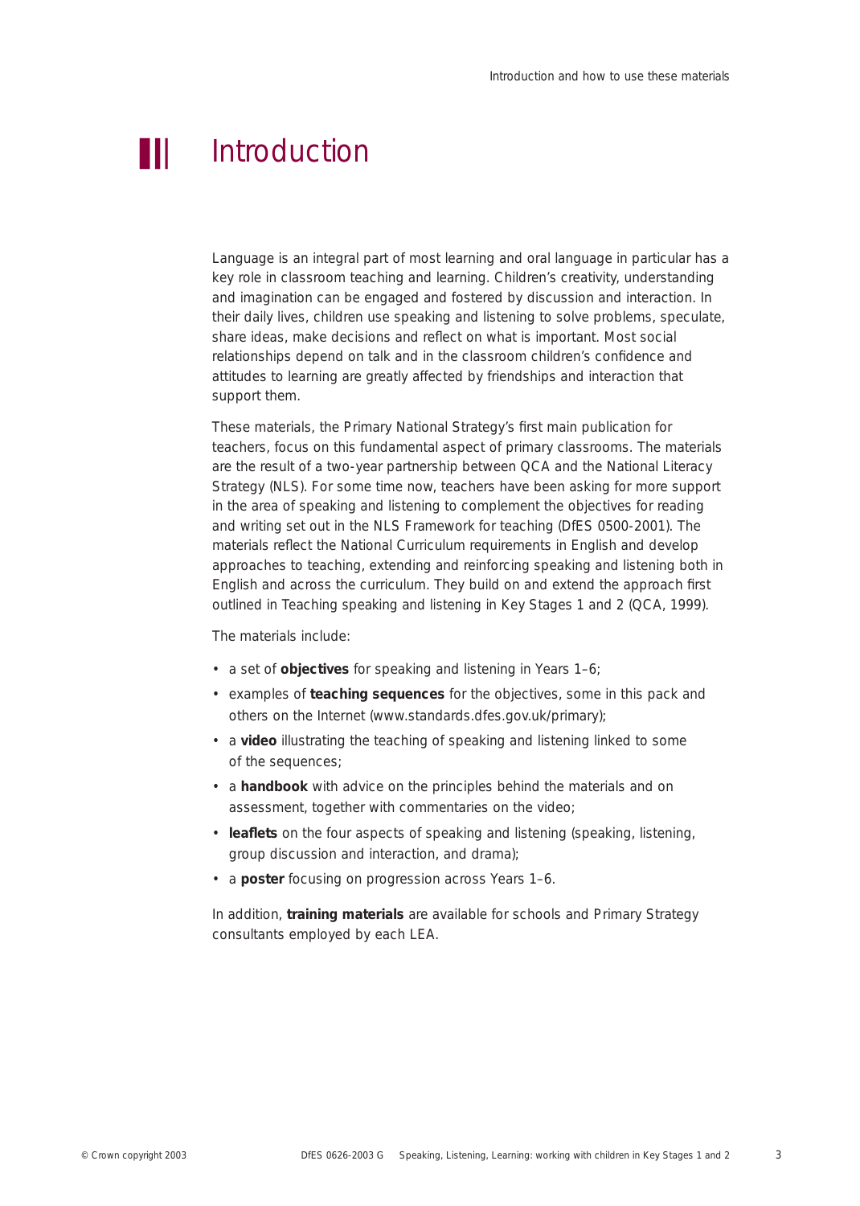# Introduction

Language is an integral part of most learning and oral language in particular has a key role in classroom teaching and learning. Children's creativity, understanding and imagination can be engaged and fostered by discussion and interaction. In their daily lives, children use speaking and listening to solve problems, speculate, share ideas, make decisions and reflect on what is important. Most social relationships depend on talk and in the classroom children's confidence and attitudes to learning are greatly affected by friendships and interaction that support them.

These materials, the Primary National Strategy's first main publication for teachers, focus on this fundamental aspect of primary classrooms. The materials are the result of a two-year partnership between QCA and the National Literacy Strategy (NLS). For some time now, teachers have been asking for more support in the area of speaking and listening to complement the objectives for reading and writing set out in the NLS Framework for teaching (DfES 0500-2001). The materials reflect the National Curriculum requirements in English and develop approaches to teaching, extending and reinforcing speaking and listening both in English and across the curriculum. They build on and extend the approach first outlined in Teaching speaking and listening in Key Stages 1 and 2 (QCA, 1999).

The materials include:

- a set of **objectives** for speaking and listening in Years 1–6;
- examples of **teaching sequences** for the objectives, some in this pack and others on the Internet (www.standards.dfes.gov.uk/primary);
- a **video** illustrating the teaching of speaking and listening linked to some of the sequences;
- a **handbook** with advice on the principles behind the materials and on assessment, together with commentaries on the video;
- **leaflets** on the four aspects of speaking and listening (speaking, listening, group discussion and interaction, and drama);
- a **poster** focusing on progression across Years 1–6.

In addition, **training materials** are available for schools and Primary Strategy consultants employed by each LEA.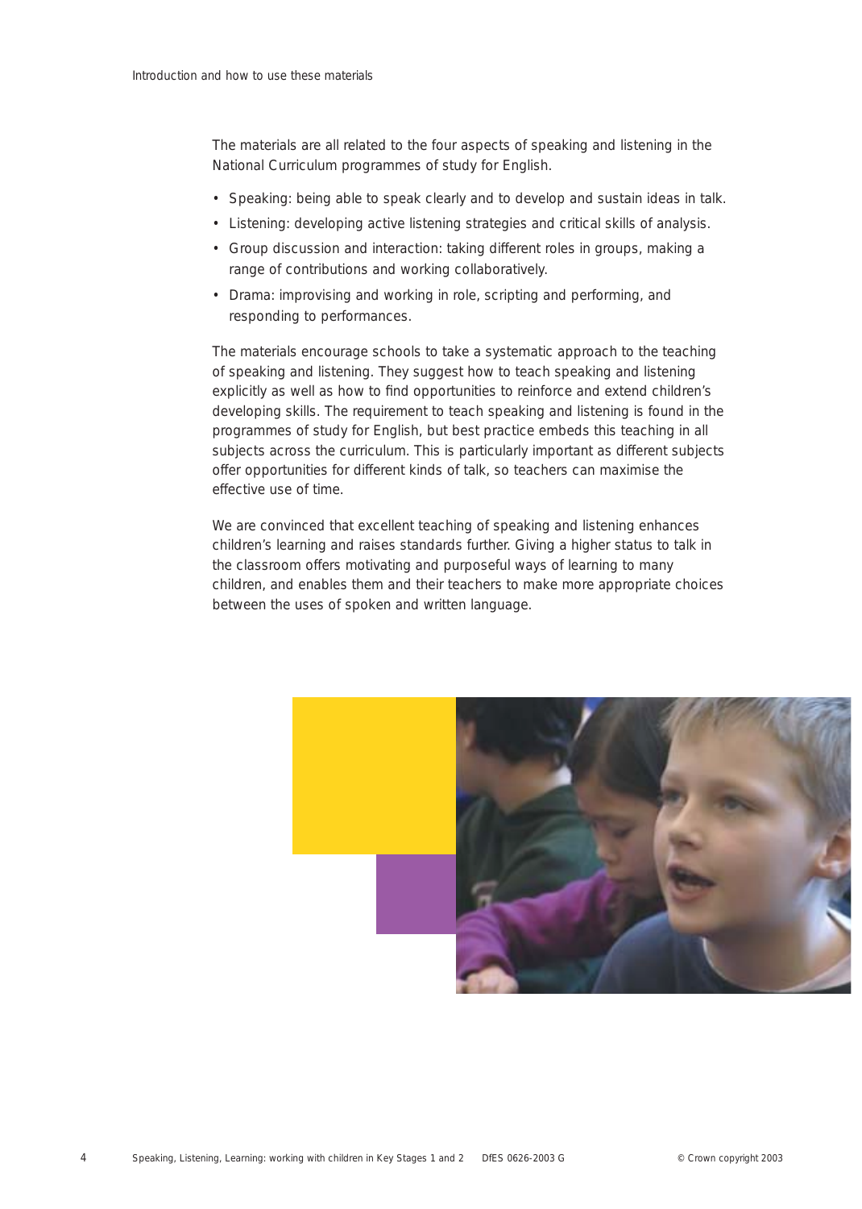The materials are all related to the four aspects of speaking and listening in the National Curriculum programmes of study for English.

- Speaking: being able to speak clearly and to develop and sustain ideas in talk.
- Listening: developing active listening strategies and critical skills of analysis.
- Group discussion and interaction: taking different roles in groups, making a range of contributions and working collaboratively.
- Drama: improvising and working in role, scripting and performing, and responding to performances.

The materials encourage schools to take a systematic approach to the teaching of speaking and listening. They suggest how to teach speaking and listening explicitly as well as how to find opportunities to reinforce and extend children's developing skills. The requirement to teach speaking and listening is found in the programmes of study for English, but best practice embeds this teaching in all subjects across the curriculum. This is particularly important as different subjects offer opportunities for different kinds of talk, so teachers can maximise the effective use of time.

We are convinced that excellent teaching of speaking and listening enhances children's learning and raises standards further. Giving a higher status to talk in the classroom offers motivating and purposeful ways of learning to many children, and enables them and their teachers to make more appropriate choices between the uses of spoken and written language.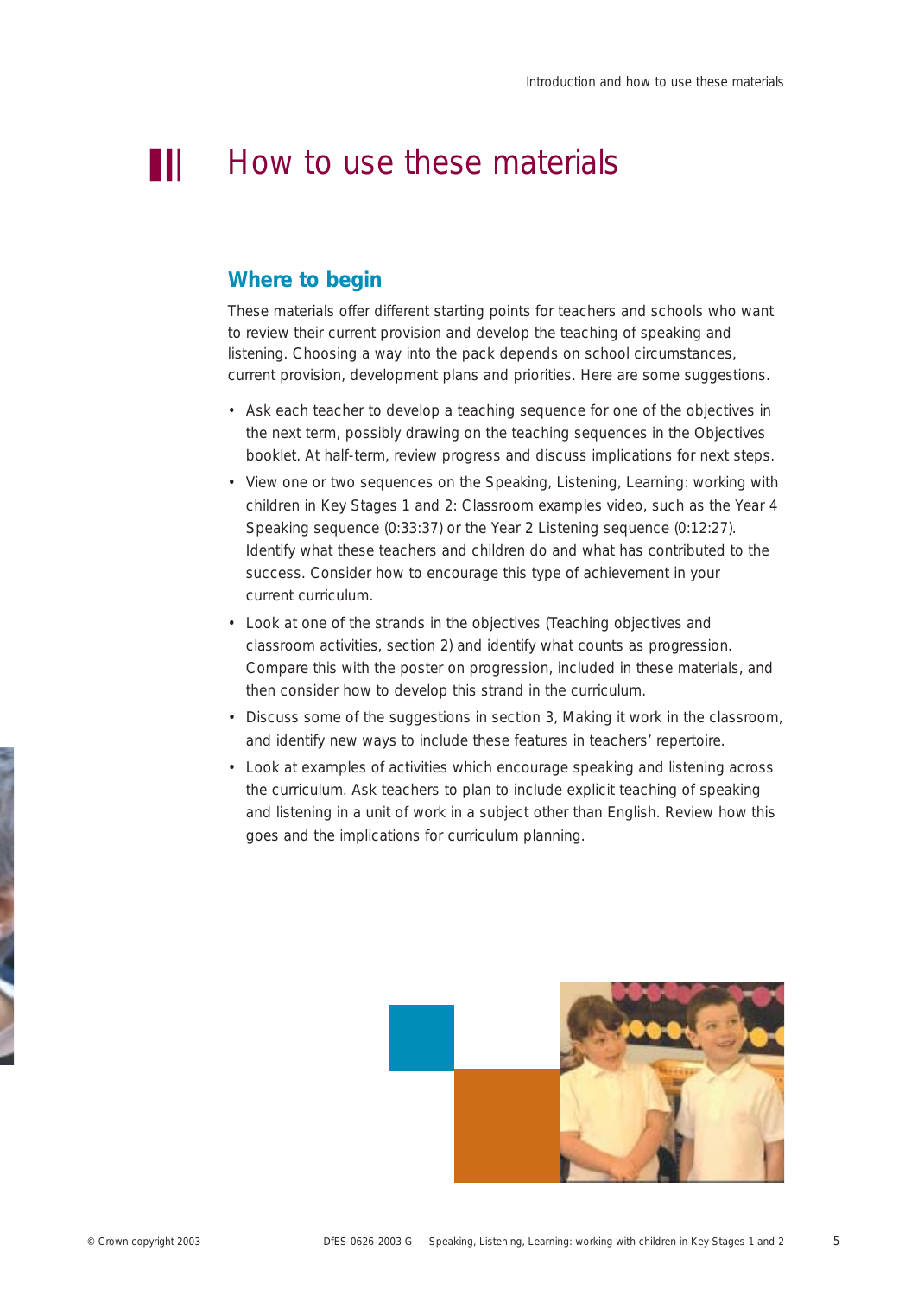# How to use these materials

## Where to begin

These materials offer different starting points for teachers and schools who want to review their current provision and develop the teaching of speaking and listening. Choosing a way into the pack depends on school circumstances, current provision, development plans and priorities. Here are some suggestions.

- Ask each teacher to develop a teaching sequence for one of the objectives in the next term, possibly drawing on the teaching sequences in the Objectives booklet. At half-term, review progress and discuss implications for next steps.
- View one or two sequences on the Speaking, Listening, Learning: working with children in Key Stages 1 and 2: Classroom examples video, such as the Year 4 Speaking sequence (0:33:37) or the Year 2 Listening sequence (0:12:27). Identify what these teachers and children do and what has contributed to the success. Consider how to encourage this type of achievement in your current curriculum.
- Look at one of the strands in the objectives (Teaching objectives and classroom activities, section 2) and identify what counts as progression. Compare this with the poster on progression, included in these materials, and then consider how to develop this strand in the curriculum.
- Discuss some of the suggestions in section 3, Making it work in the classroom, and identify new ways to include these features in teachers' repertoire.
- Look at examples of activities which encourage speaking and listening across the curriculum. Ask teachers to plan to include explicit teaching of speaking and listening in a unit of work in a subject other than English. Review how this goes and the implications for curriculum planning.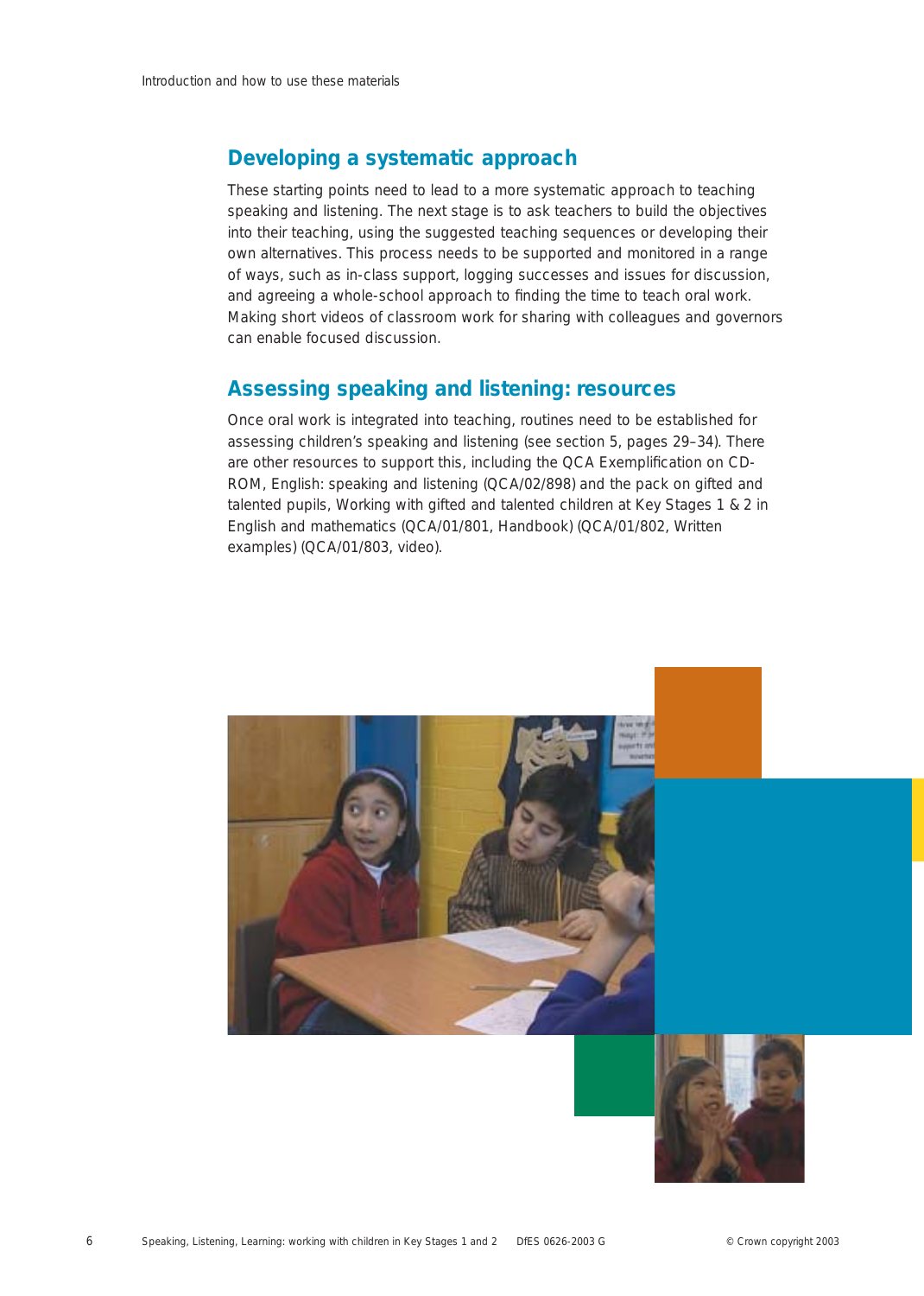## Developing a systematic approach

These starting points need to lead to a more systematic approach to teaching speaking and listening. The next stage is to ask teachers to build the objectives into their teaching, using the suggested teaching sequences or developing their own alternatives. This process needs to be supported and monitored in a range of ways, such as in-class support, logging successes and issues for discussion, and agreeing a whole-school approach to finding the time to teach oral work. Making short videos of classroom work for sharing with colleagues and governors can enable focused discussion.

## Assessing speaking and listening: resources

Once oral work is integrated into teaching, routines need to be established for assessing children's speaking and listening (see section 5, pages 29–34). There are other resources to support this, including the QCA Exemplification on CD-ROM, English: speaking and listening (QCA/02/898) and the pack on gifted and talented pupils, Working with gifted and talented children at Key Stages 1 & 2 in English and mathematics (QCA/01/801, Handbook) (QCA/01/802, Written examples) (QCA/01/803, video).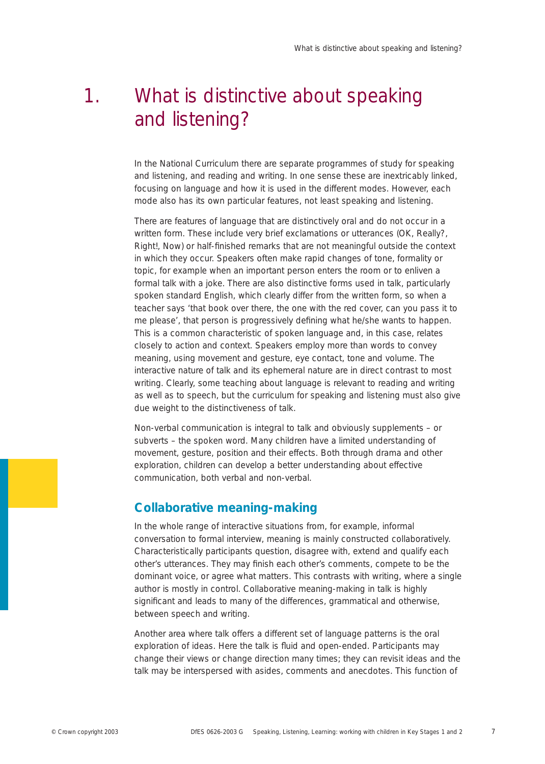# 1. What is distinctive about speaking and listening?

In the National Curriculum there are separate programmes of study for speaking and listening, and reading and writing. In one sense these are inextricably linked, focusing on language and how it is used in the different modes. However, each mode also has its own particular features, not least speaking and listening.

There are features of language that are distinctively oral and do not occur in a written form. These include very brief exclamations or utterances (OK, Really?, Right!, Now) or half-finished remarks that are not meaningful outside the context in which they occur. Speakers often make rapid changes of tone, formality or topic, for example when an important person enters the room or to enliven a formal talk with a joke. There are also distinctive forms used in talk, particularly spoken standard English, which clearly differ from the written form, so when a teacher says 'that book over there, the one with the red cover, can you pass it to me please', that person is progressively defining what he/she wants to happen. This is a common characteristic of spoken language and, in this case, relates closely to action and context. Speakers employ more than words to convey meaning, using movement and gesture, eye contact, tone and volume. The interactive nature of talk and its ephemeral nature are in direct contrast to most writing. Clearly, some teaching about language is relevant to reading and writing as well as to speech, but the curriculum for speaking and listening must also give due weight to the distinctiveness of talk.

Non-verbal communication is integral to talk and obviously supplements – or subverts – the spoken word. Many children have a limited understanding of movement, gesture, position and their effects. Both through drama and other exploration, children can develop a better understanding about effective communication, both verbal and non-verbal.

## Collaborative meaning-making

In the whole range of interactive situations from, for example, informal conversation to formal interview, meaning is mainly constructed collaboratively. Characteristically participants question, disagree with, extend and qualify each other's utterances. They may finish each other's comments, compete to be the dominant voice, or agree what matters. This contrasts with writing, where a single author is mostly in control. Collaborative meaning-making in talk is highly significant and leads to many of the differences, grammatical and otherwise, between speech and writing.

Another area where talk offers a different set of language patterns is the oral exploration of ideas. Here the talk is fluid and open-ended. Participants may change their views or change direction many times; they can revisit ideas and the talk may be interspersed with asides, comments and anecdotes. This function of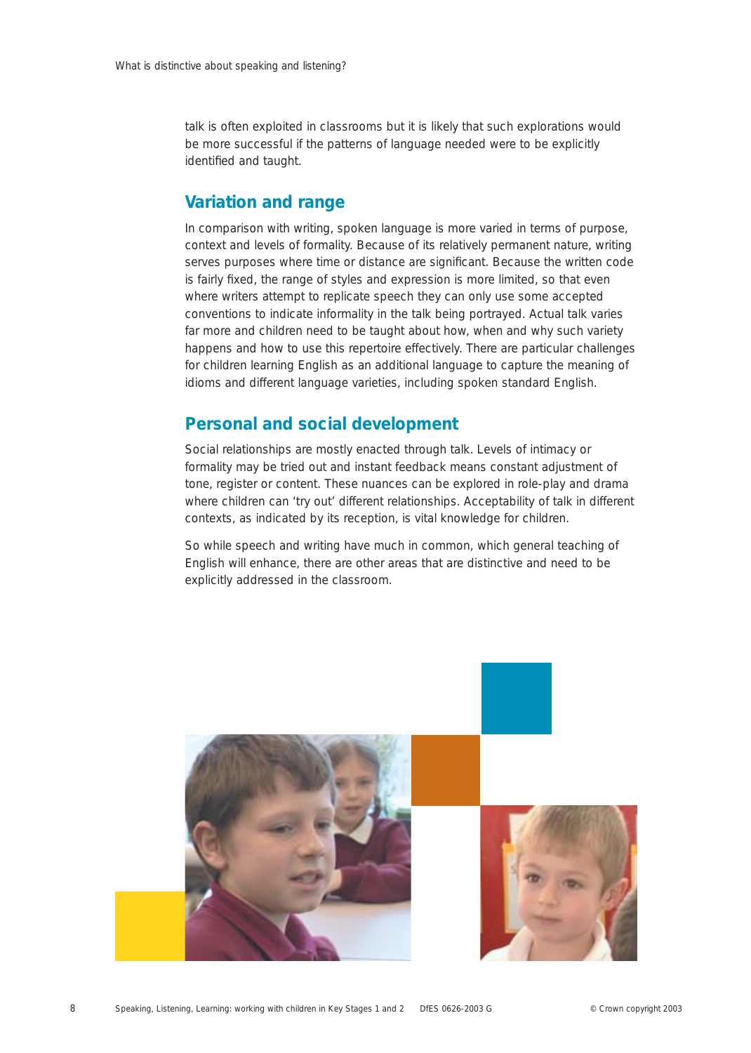talk is often exploited in classrooms but it is likely that such explorations would be more successful if the patterns of language needed were to be explicitly identified and taught.

## Variation and range

In comparison with writing, spoken language is more varied in terms of purpose, context and levels of formality. Because of its relatively permanent nature, writing serves purposes where time or distance are significant. Because the written code is fairly fixed, the range of styles and expression is more limited, so that even where writers attempt to replicate speech they can only use some accepted conventions to indicate informality in the talk being portrayed. Actual talk varies far more and children need to be taught about how, when and why such variety happens and how to use this repertoire effectively. There are particular challenges for children learning English as an additional language to capture the meaning of idioms and different language varieties, including spoken standard English.

## Personal and social development

Social relationships are mostly enacted through talk. Levels of intimacy or formality may be tried out and instant feedback means constant adjustment of tone, register or content. These nuances can be explored in role-play and drama where children can 'try out' different relationships. Acceptability of talk in different contexts, as indicated by its reception, is vital knowledge for children.

So while speech and writing have much in common, which general teaching of English will enhance, there are other areas that are distinctive and need to be explicitly addressed in the classroom.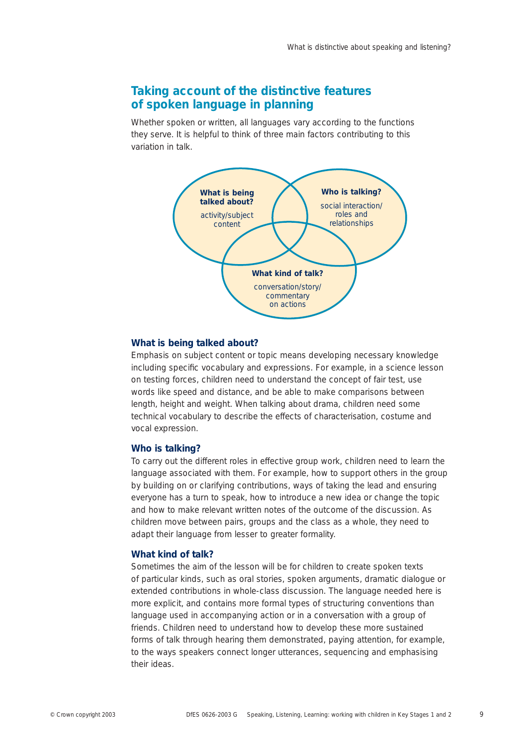## Taking account of the distinctive features of spoken language in planning

Whether spoken or written, all languages vary according to the functions they serve. It is helpful to think of three main factors contributing to this variation in talk.

**What is being talked about?**
activity/subject content

**Who is talking?**
social interaction/ roles and relationships

**What kind of talk?**
conversation/story/ commentary on actions

### What is being talked about?

Emphasis on subject content or topic means developing necessary knowledge including specific vocabulary and expressions. For example, in a science lesson on testing forces, children need to understand the concept of fair test, use words like speed and distance, and be able to make comparisons between length, height and weight. When talking about drama, children need some technical vocabulary to describe the effects of characterisation, costume and vocal expression.

### Who is talking?

To carry out the different roles in effective group work, children need to learn the language associated with them. For example, how to support others in the group by building on or clarifying contributions, ways of taking the lead and ensuring everyone has a turn to speak, how to introduce a new idea or change the topic and how to make relevant written notes of the outcome of the discussion. As children move between pairs, groups and the class as a whole, they need to adapt their language from lesser to greater formality.

### What kind of talk?

Sometimes the aim of the lesson will be for children to create spoken texts of particular kinds, such as oral stories, spoken arguments, dramatic dialogue or extended contributions in whole-class discussion. The language needed here is more explicit, and contains more formal types of structuring conventions than language used in accompanying action or in a conversation with a group of friends. Children need to understand how to develop these more sustained forms of talk through hearing them demonstrated, paying attention, for example, to the ways speakers connect longer utterances, sequencing and emphasising their ideas.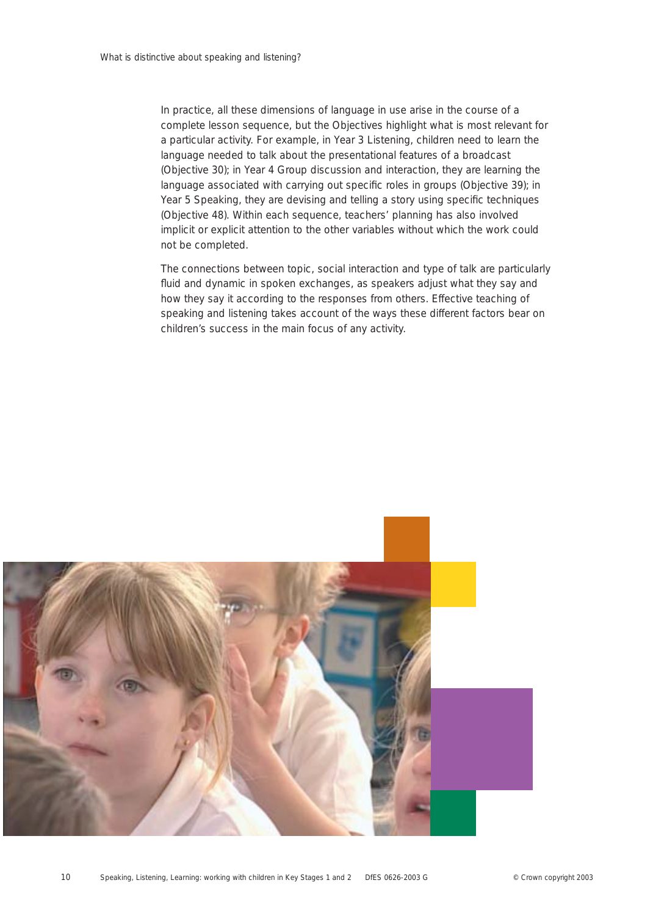In practice, all these dimensions of language in use arise in the course of a complete lesson sequence, but the Objectives highlight what is most relevant for a particular activity. For example, in Year 3 Listening, children need to learn the language needed to talk about the presentational features of a broadcast (Objective 30); in Year 4 Group discussion and interaction, they are learning the language associated with carrying out specific roles in groups (Objective 39); in Year 5 Speaking, they are devising and telling a story using specific techniques (Objective 48). Within each sequence, teachers' planning has also involved implicit or explicit attention to the other variables without which the work could not be completed.

The connections between topic, social interaction and type of talk are particularly fluid and dynamic in spoken exchanges, as speakers adjust what they say and how they say it according to the responses from others. Effective teaching of speaking and listening takes account of the ways these different factors bear on children's success in the main focus of any activity.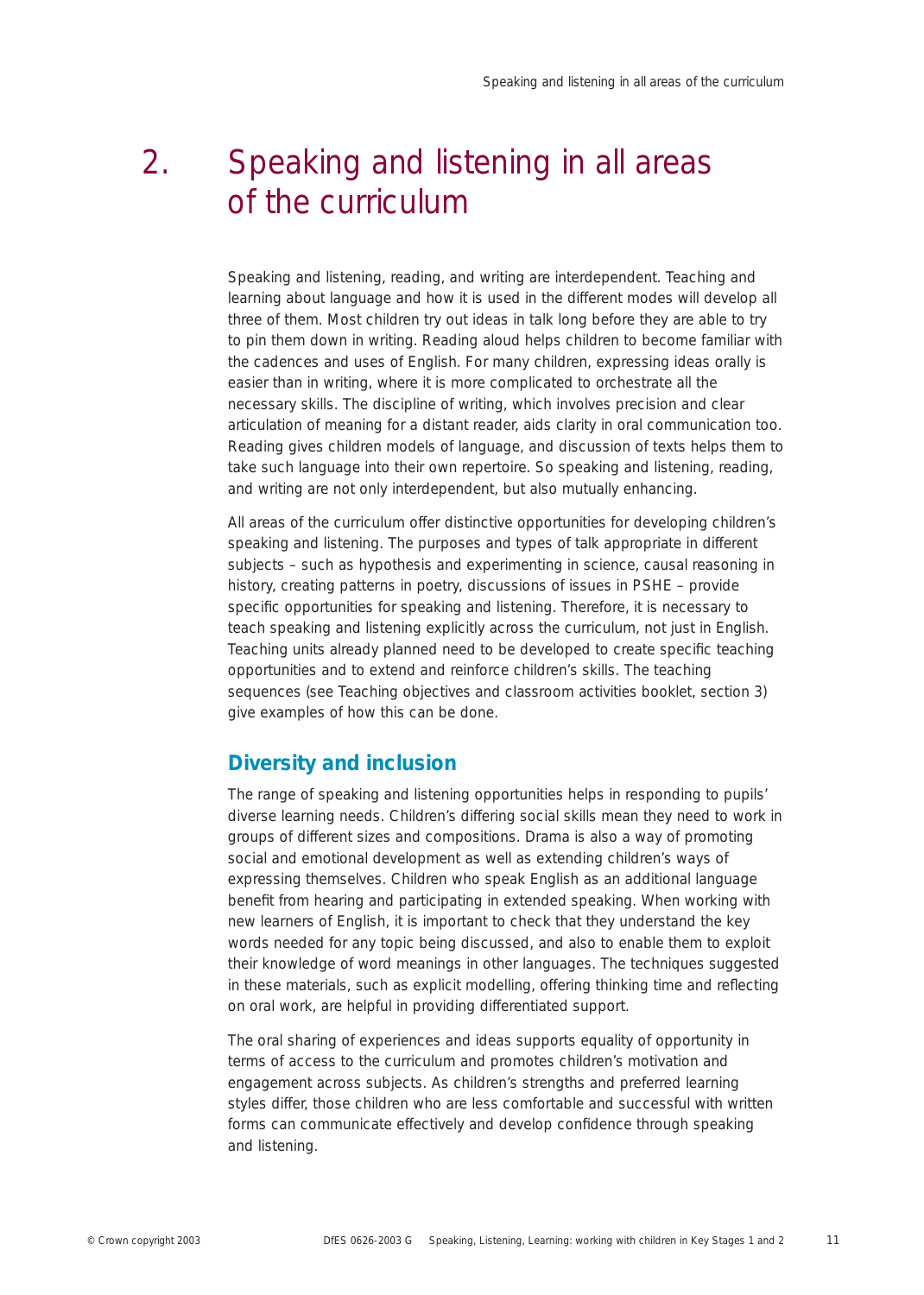# 2. Speaking and listening in all areas of the curriculum

Speaking and listening, reading, and writing are interdependent. Teaching and learning about language and how it is used in the different modes will develop all three of them. Most children try out ideas in talk long before they are able to try to pin them down in writing. Reading aloud helps children to become familiar with the cadences and uses of English. For many children, expressing ideas orally is easier than in writing, where it is more complicated to orchestrate all the necessary skills. The discipline of writing, which involves precision and clear articulation of meaning for a distant reader, aids clarity in oral communication too. Reading gives children models of language, and discussion of texts helps them to take such language into their own repertoire. So speaking and listening, reading, and writing are not only interdependent, but also mutually enhancing.

All areas of the curriculum offer distinctive opportunities for developing children's speaking and listening. The purposes and types of talk appropriate in different subjects – such as hypothesis and experimenting in science, causal reasoning in history, creating patterns in poetry, discussions of issues in PSHE – provide specific opportunities for speaking and listening. Therefore, it is necessary to teach speaking and listening explicitly across the curriculum, not just in English. Teaching units already planned need to be developed to create specific teaching opportunities and to extend and reinforce children's skills. The teaching sequences (see Teaching objectives and classroom activities booklet, section 3) give examples of how this can be done.

## Diversity and inclusion

The range of speaking and listening opportunities helps in responding to pupils' diverse learning needs. Children's differing social skills mean they need to work in groups of different sizes and compositions. Drama is also a way of promoting social and emotional development as well as extending children's ways of expressing themselves. Children who speak English as an additional language benefit from hearing and participating in extended speaking. When working with new learners of English, it is important to check that they understand the key words needed for any topic being discussed, and also to enable them to exploit their knowledge of word meanings in other languages. The techniques suggested in these materials, such as explicit modelling, offering thinking time and reflecting on oral work, are helpful in providing differentiated support.

The oral sharing of experiences and ideas supports equality of opportunity in terms of access to the curriculum and promotes children's motivation and engagement across subjects. As children's strengths and preferred learning styles differ, those children who are less comfortable and successful with written forms can communicate effectively and develop confidence through speaking and listening.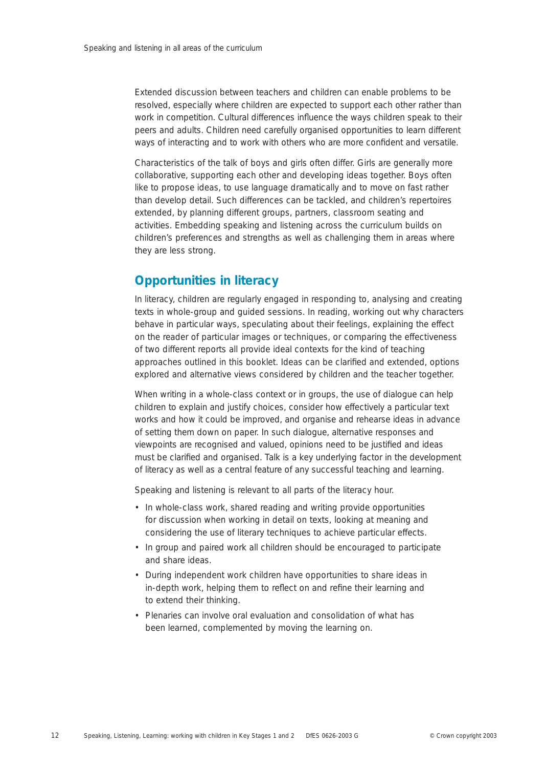Extended discussion between teachers and children can enable problems to be resolved, especially where children are expected to support each other rather than work in competition. Cultural differences influence the ways children speak to their peers and adults. Children need carefully organised opportunities to learn different ways of interacting and to work with others who are more confident and versatile.

Characteristics of the talk of boys and girls often differ. Girls are generally more collaborative, supporting each other and developing ideas together. Boys often like to propose ideas, to use language dramatically and to move on fast rather than develop detail. Such differences can be tackled, and children's repertoires extended, by planning different groups, partners, classroom seating and activities. Embedding speaking and listening across the curriculum builds on children's preferences and strengths as well as challenging them in areas where they are less strong.

## Opportunities in literacy

In literacy, children are regularly engaged in responding to, analysing and creating texts in whole-group and guided sessions. In reading, working out why characters behave in particular ways, speculating about their feelings, explaining the effect on the reader of particular images or techniques, or comparing the effectiveness of two different reports all provide ideal contexts for the kind of teaching approaches outlined in this booklet. Ideas can be clarified and extended, options explored and alternative views considered by children and the teacher together.

When writing in a whole-class context or in groups, the use of dialogue can help children to explain and justify choices, consider how effectively a particular text works and how it could be improved, and organise and rehearse ideas in advance of setting them down on paper. In such dialogue, alternative responses and viewpoints are recognised and valued, opinions need to be justified and ideas must be clarified and organised. Talk is a key underlying factor in the development of literacy as well as a central feature of any successful teaching and learning.

Speaking and listening is relevant to all parts of the literacy hour.

- In whole-class work, shared reading and writing provide opportunities for discussion when working in detail on texts, looking at meaning and considering the use of literary techniques to achieve particular effects.
- In group and paired work all children should be encouraged to participate and share ideas.
- During independent work children have opportunities to share ideas in in-depth work, helping them to reflect on and refine their learning and to extend their thinking.
- Plenaries can involve oral evaluation and consolidation of what has been learned, complemented by moving the learning on.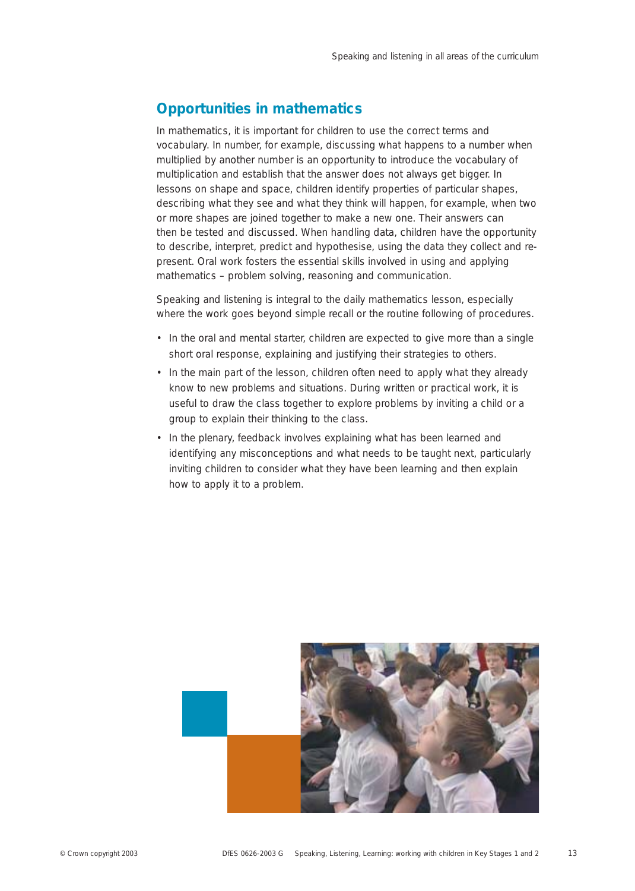## Opportunities in mathematics

In mathematics, it is important for children to use the correct terms and vocabulary. In number, for example, discussing what happens to a number when multiplied by another number is an opportunity to introduce the vocabulary of multiplication and establish that the answer does not always get bigger. In lessons on shape and space, children identify properties of particular shapes, describing what they see and what they think will happen, for example, when two or more shapes are joined together to make a new one. Their answers can then be tested and discussed. When handling data, children have the opportunity to describe, interpret, predict and hypothesise, using the data they collect and re-present. Oral work fosters the essential skills involved in using and applying mathematics – problem solving, reasoning and communication.

Speaking and listening is integral to the daily mathematics lesson, especially where the work goes beyond simple recall or the routine following of procedures.

- In the oral and mental starter, children are expected to give more than a single short oral response, explaining and justifying their strategies to others.
- In the main part of the lesson, children often need to apply what they already know to new problems and situations. During written or practical work, it is useful to draw the class together to explore problems by inviting a child or a group to explain their thinking to the class.
- In the plenary, feedback involves explaining what has been learned and identifying any misconceptions and what needs to be taught next, particularly inviting children to consider what they have been learning and then explain how to apply it to a problem.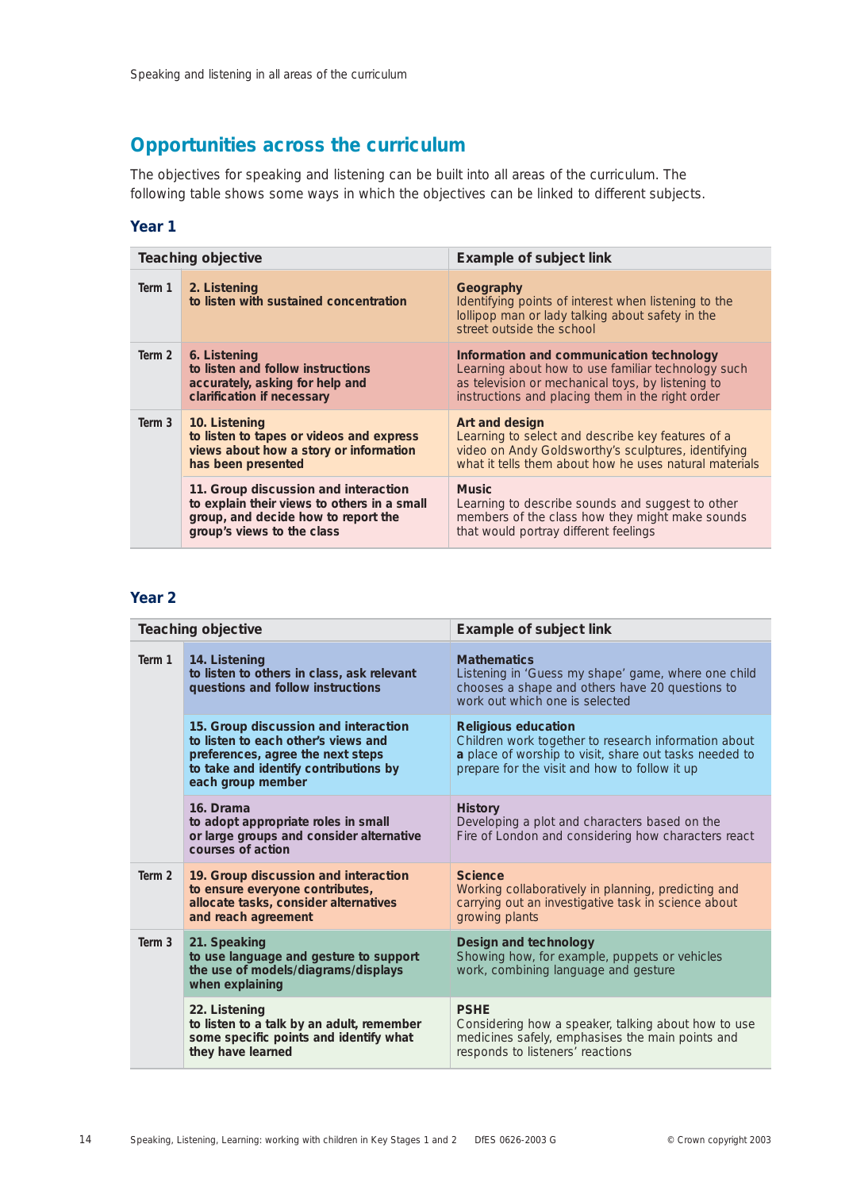## Opportunities across the curriculum

The objectives for speaking and listening can be built into all areas of the curriculum. The following table shows some ways in which the objectives can be linked to different subjects.

### Year 1

| Teaching objective | | Example of subject link |
|---|---|---|
| Term 1 | **2. Listening** **to listen with sustained concentration** | **Geography** Identifying points of interest when listening to the lollipop man or lady talking about safety in the street outside the school |
| Term 2 | **6. Listening** **to listen and follow instructions accurately, asking for help and clarification if necessary** | **Information and communication technology** Learning about how to use familiar technology such as television or mechanical toys, by listening to instructions and placing them in the right order |
| Term 3 | **10. Listening** **to listen to tapes or videos and express views about how a story or information has been presented** | **Art and design** Learning to select and describe key features of a video on Andy Goldsworthy's sculptures, identifying what it tells them about how he uses natural materials |
| | **11. Group discussion and interaction** **to explain their views to others in a small group, and decide how to report the group's views to the class** | **Music** Learning to describe sounds and suggest to other members of the class how they might make sounds that would portray different feelings |

### Year 2

| Teaching objective | | Example of subject link |
|---|---|---|
| Term 1 | **14. Listening** **to listen to others in class, ask relevant questions and follow instructions** | **Mathematics** Listening in 'Guess my shape' game, where one child chooses a shape and others have 20 questions to work out which one is selected |
| | **15. Group discussion and interaction** **to listen to each other's views and preferences, agree the next steps to take and identify contributions by each group member** | **Religious education** Children work together to research information about **a** place of worship to visit, share out tasks needed to prepare for the visit and how to follow it up |
| | **16. Drama** **to adopt appropriate roles in small or large groups and consider alternative courses of action** | **History** Developing a plot and characters based on the Fire of London and considering how characters react |
| Term 2 | **19. Group discussion and interaction** **to ensure everyone contributes, allocate tasks, consider alternatives and reach agreement** | **Science** Working collaboratively in planning, predicting and carrying out an investigative task in science about growing plants |
| Term 3 | **21. Speaking** **to use language and gesture to support the use of models/diagrams/displays when explaining** | **Design and technology** Showing how, for example, puppets or vehicles work, combining language and gesture |
| | **22. Listening** **to listen to a talk by an adult, remember some specific points and identify what they have learned** | **PSHE** Considering how a speaker, talking about how to use medicines safely, emphasises the main points and responds to listeners' reactions |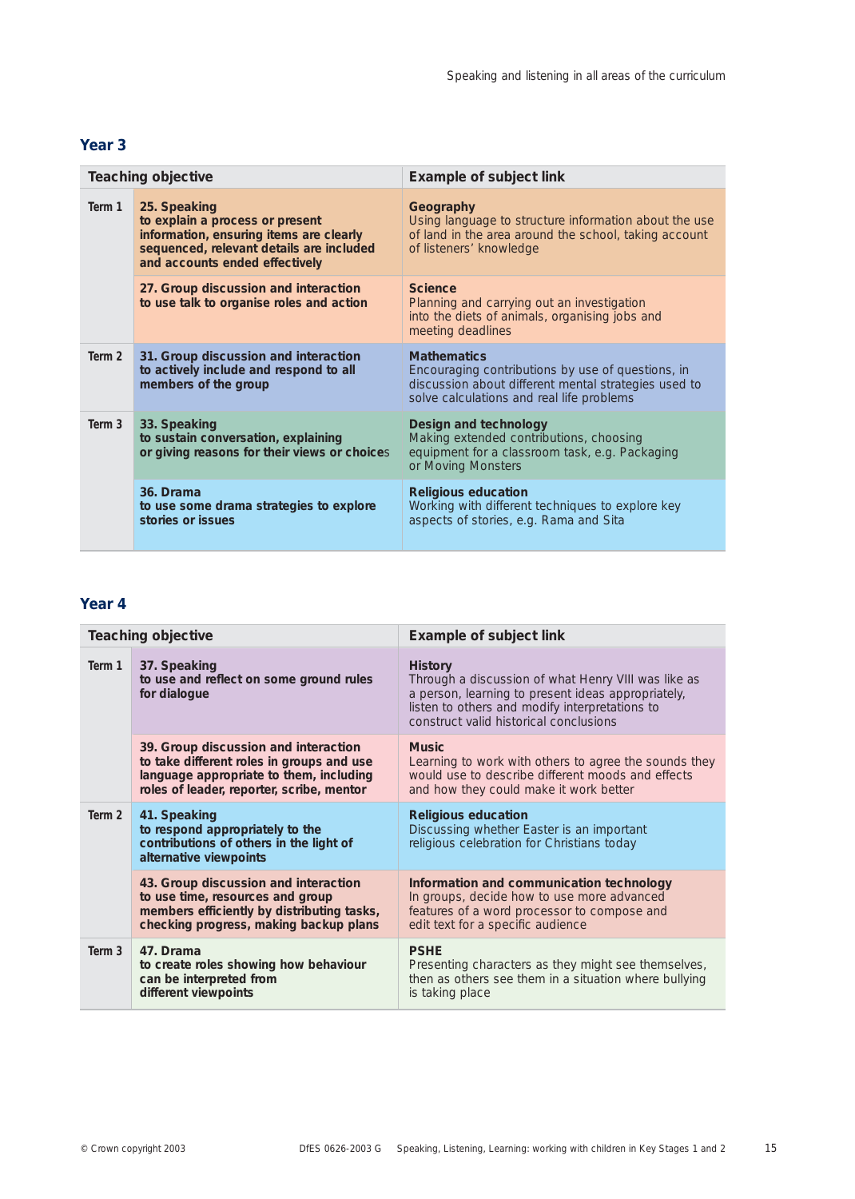## Year 3

| Teaching objective | | Example of subject link |
|---|---|---|
| Term 1 | **25. Speaking** **to explain a process or present information, ensuring items are clearly sequenced, relevant details are included and accounts ended effectively** | **Geography** Using language to structure information about the use of land in the area around the school, taking account of listeners' knowledge |
| | **27. Group discussion and interaction** **to use talk to organise roles and action** | **Science** Planning and carrying out an investigation into the diets of animals, organising jobs and meeting deadlines |
| Term 2 | **31. Group discussion and interaction** **to actively include and respond to all members of the group** | **Mathematics** Encouraging contributions by use of questions, in discussion about different mental strategies used to solve calculations and real life problems |
| Term 3 | **33. Speaking** **to sustain conversation, explaining or giving reasons for their views or choices** | **Design and technology** Making extended contributions, choosing equipment for a classroom task, e.g. Packaging or Moving Monsters |
| | **36. Drama** **to use some drama strategies to explore stories or issues** | **Religious education** Working with different techniques to explore key aspects of stories, e.g. Rama and Sita |

## Year 4

| Teaching objective | | Example of subject link |
|---|---|---|
| Term 1 | **37. Speaking** **to use and reflect on some ground rules for dialogue** | **History** Through a discussion of what Henry VIII was like as a person, learning to present ideas appropriately, listen to others and modify interpretations to construct valid historical conclusions |
| | **39. Group discussion and interaction** **to take different roles in groups and use language appropriate to them, including roles of leader, reporter, scribe, mentor** | **Music** Learning to work with others to agree the sounds they would use to describe different moods and effects and how they could make it work better |
| Term 2 | **41. Speaking** **to respond appropriately to the contributions of others in the light of alternative viewpoints** | **Religious education** Discussing whether Easter is an important religious celebration for Christians today |
| | **43. Group discussion and interaction** **to use time, resources and group members efficiently by distributing tasks, checking progress, making backup plans** | **Information and communication technology** In groups, decide how to use more advanced features of a word processor to compose and edit text for a specific audience |
| Term 3 | **47. Drama** **to create roles showing how behaviour can be interpreted from different viewpoints** | **PSHE** Presenting characters as they might see themselves, then as others see them in a situation where bullying is taking place |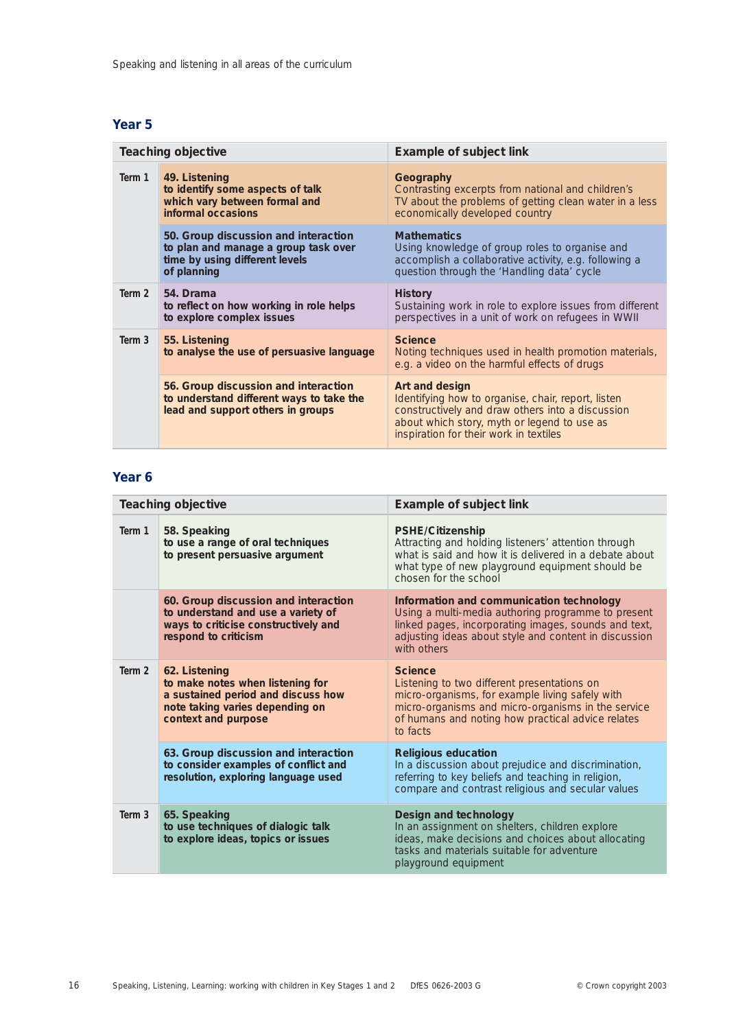## Year 5

| | Teaching objective | Example of subject link |
|---|---|---|
| Term 1 | **49. Listening** **to identify some aspects of talk which vary between formal and informal occasions** | **Geography** Contrasting excerpts from national and children's TV about the problems of getting clean water in a less economically developed country |
| | **50. Group discussion and interaction** **to plan and manage a group task over time by using different levels of planning** | **Mathematics** Using knowledge of group roles to organise and accomplish a collaborative activity, e.g. following a question through the 'Handling data' cycle |
| Term 2 | **54. Drama** **to reflect on how working in role helps to explore complex issues** | **History** Sustaining work in role to explore issues from different perspectives in a unit of work on refugees in WWII |
| Term 3 | **55. Listening** **to analyse the use of persuasive language** | **Science** Noting techniques used in health promotion materials, e.g. a video on the harmful effects of drugs |
| | **56. Group discussion and interaction** **to understand different ways to take the lead and support others in groups** | **Art and design** Identifying how to organise, chair, report, listen constructively and draw others into a discussion about which story, myth or legend to use as inspiration for their work in textiles |

## Year 6

| | Teaching objective | Example of subject link |
|---|---|---|
| Term 1 | **58. Speaking** **to use a range of oral techniques to present persuasive argument** | **PSHE/Citizenship** Attracting and holding listeners' attention through what is said and how it is delivered in a debate about what type of new playground equipment should be chosen for the school |
| | **60. Group discussion and interaction** **to understand and use a variety of ways to criticise constructively and respond to criticism** | **Information and communication technology** Using a multi-media authoring programme to present linked pages, incorporating images, sounds and text, adjusting ideas about style and content in discussion with others |
| Term 2 | **62. Listening** **to make notes when listening for a sustained period and discuss how note taking varies depending on context and purpose** | **Science** Listening to two different presentations on micro-organisms, for example living safely with micro-organisms and micro-organisms in the service of humans and noting how practical advice relates to facts |
| | **63. Group discussion and interaction** **to consider examples of conflict and resolution, exploring language used** | **Religious education** In a discussion about prejudice and discrimination, referring to key beliefs and teaching in religion, compare and contrast religious and secular values |
| Term 3 | **65. Speaking** **to use techniques of dialogic talk to explore ideas, topics or issues** | **Design and technology** In an assignment on shelters, children explore ideas, make decisions and choices about allocating tasks and materials suitable for adventure playground equipment |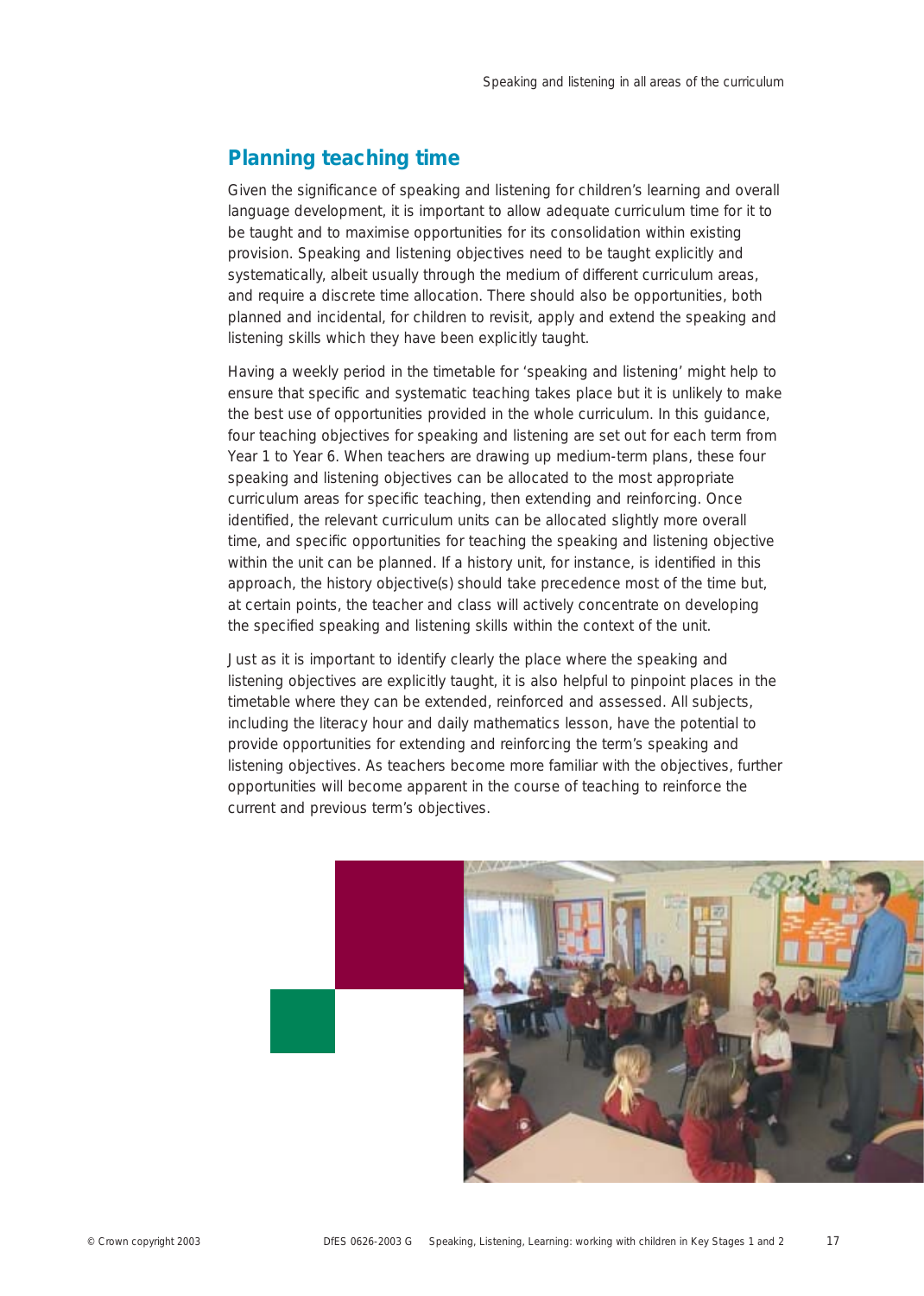## Planning teaching time

Given the significance of speaking and listening for children's learning and overall language development, it is important to allow adequate curriculum time for it to be taught and to maximise opportunities for its consolidation within existing provision. Speaking and listening objectives need to be taught explicitly and systematically, albeit usually through the medium of different curriculum areas, and require a discrete time allocation. There should also be opportunities, both planned and incidental, for children to revisit, apply and extend the speaking and listening skills which they have been explicitly taught.

Having a weekly period in the timetable for 'speaking and listening' might help to ensure that specific and systematic teaching takes place but it is unlikely to make the best use of opportunities provided in the whole curriculum. In this guidance, four teaching objectives for speaking and listening are set out for each term from Year 1 to Year 6. When teachers are drawing up medium-term plans, these four speaking and listening objectives can be allocated to the most appropriate curriculum areas for specific teaching, then extending and reinforcing. Once identified, the relevant curriculum units can be allocated slightly more overall time, and specific opportunities for teaching the speaking and listening objective within the unit can be planned. If a history unit, for instance, is identified in this approach, the history objective(s) should take precedence most of the time but, at certain points, the teacher and class will actively concentrate on developing the specified speaking and listening skills within the context of the unit.

Just as it is important to identify clearly the place where the speaking and listening objectives are explicitly taught, it is also helpful to pinpoint places in the timetable where they can be extended, reinforced and assessed. All subjects, including the literacy hour and daily mathematics lesson, have the potential to provide opportunities for extending and reinforcing the term's speaking and listening objectives. As teachers become more familiar with the objectives, further opportunities will become apparent in the course of teaching to reinforce the current and previous term's objectives.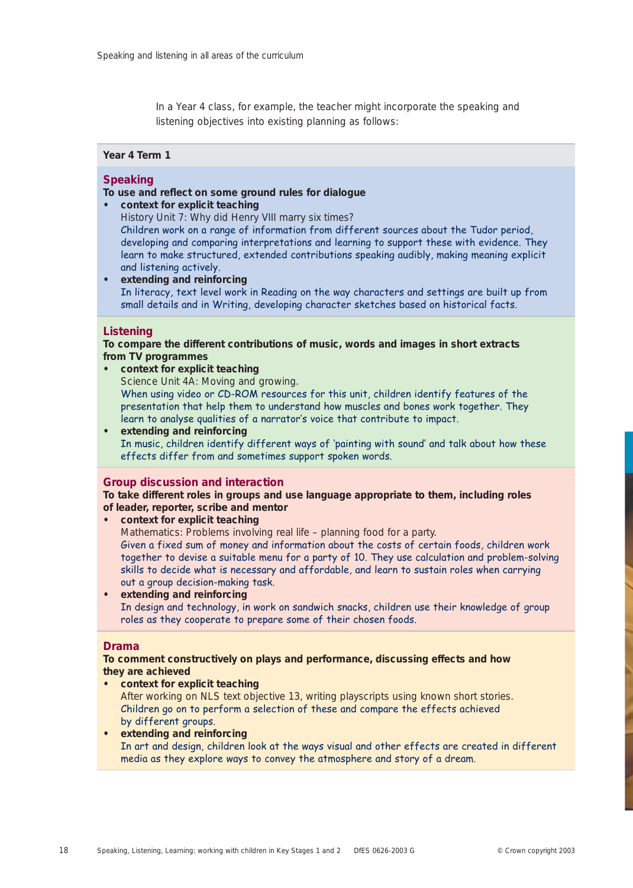In a Year 4 class, for example, the teacher might incorporate the speaking and listening objectives into existing planning as follows:

## Year 4 Term 1

### Speaking

**To use and reflect on some ground rules for dialogue**

- **context for explicit teaching**
  History Unit 7: Why did Henry VIII marry six times?
  Children work on a range of information from different sources about the Tudor period, developing and comparing interpretations and learning to support these with evidence. They learn to make structured, extended contributions speaking audibly, making meaning explicit and listening actively.
- **extending and reinforcing**
  In literacy, text level work in Reading on the way characters and settings are built up from small details and in Writing, developing character sketches based on historical facts.

### Listening

**To compare the different contributions of music, words and images in short extracts from TV programmes**

- **context for explicit teaching**
  Science Unit 4A: Moving and growing.
  When using video or CD-ROM resources for this unit, children identify features of the presentation that help them to understand how muscles and bones work together. They learn to analyse qualities of a narrator's voice that contribute to impact.
- **extending and reinforcing**
  In music, children identify different ways of 'painting with sound' and talk about how these effects differ from and sometimes support spoken words.

### Group discussion and interaction

**To take different roles in groups and use language appropriate to them, including roles of leader, reporter, scribe and mentor**

- **context for explicit teaching**
  Mathematics: Problems involving real life – planning food for a party.
  Given a fixed sum of money and information about the costs of certain foods, children work together to devise a suitable menu for a party of 10. They use calculation and problem-solving skills to decide what is necessary and affordable, and learn to sustain roles when carrying out a group decision-making task.
- **extending and reinforcing**
  In design and technology, in work on sandwich snacks, children use their knowledge of group roles as they cooperate to prepare some of their chosen foods.

### Drama

**To comment constructively on plays and performance, discussing effects and how they are achieved**

- **context for explicit teaching**
  After working on NLS text objective 13, writing playscripts using known short stories.
  Children go on to perform a selection of these and compare the effects achieved by different groups.
- **extending and reinforcing**
  In art and design, children look at the ways visual and other effects are created in different media as they explore ways to convey the atmosphere and story of a dream.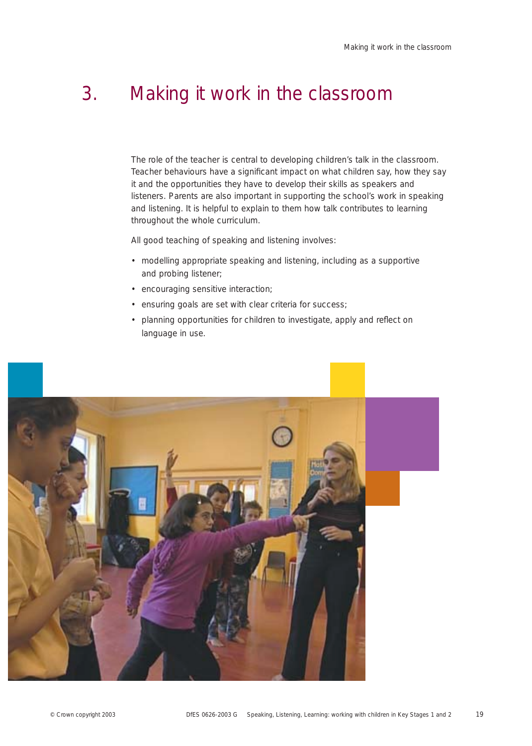# 3. Making it work in the classroom

The role of the teacher is central to developing children's talk in the classroom. Teacher behaviours have a significant impact on what children say, how they say it and the opportunities they have to develop their skills as speakers and listeners. Parents are also important in supporting the school's work in speaking and listening. It is helpful to explain to them how talk contributes to learning throughout the whole curriculum.

All good teaching of speaking and listening involves:

- modelling appropriate speaking and listening, including as a supportive and probing listener;
- encouraging sensitive interaction;
- ensuring goals are set with clear criteria for success;
- planning opportunities for children to investigate, apply and reflect on language in use.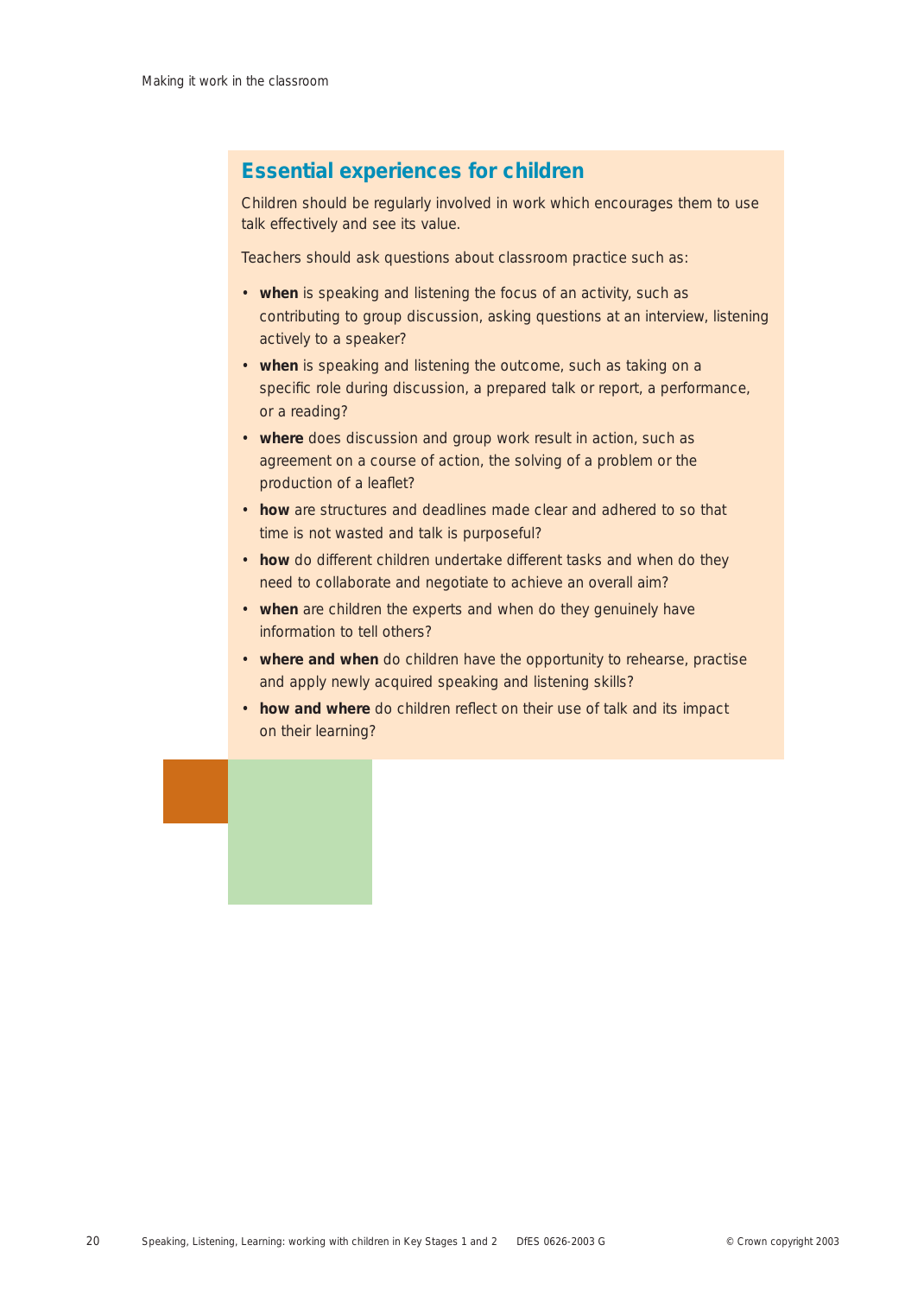## Essential experiences for children

Children should be regularly involved in work which encourages them to use talk effectively and see its value.

Teachers should ask questions about classroom practice such as:

- **when** is speaking and listening the focus of an activity, such as contributing to group discussion, asking questions at an interview, listening actively to a speaker?
- **when** is speaking and listening the outcome, such as taking on a specific role during discussion, a prepared talk or report, a performance, or a reading?
- **where** does discussion and group work result in action, such as agreement on a course of action, the solving of a problem or the production of a leaflet?
- **how** are structures and deadlines made clear and adhered to so that time is not wasted and talk is purposeful?
- **how** do different children undertake different tasks and when do they need to collaborate and negotiate to achieve an overall aim?
- **when** are children the experts and when do they genuinely have information to tell others?
- **where and when** do children have the opportunity to rehearse, practise and apply newly acquired speaking and listening skills?
- **how and where** do children reflect on their use of talk and its impact on their learning?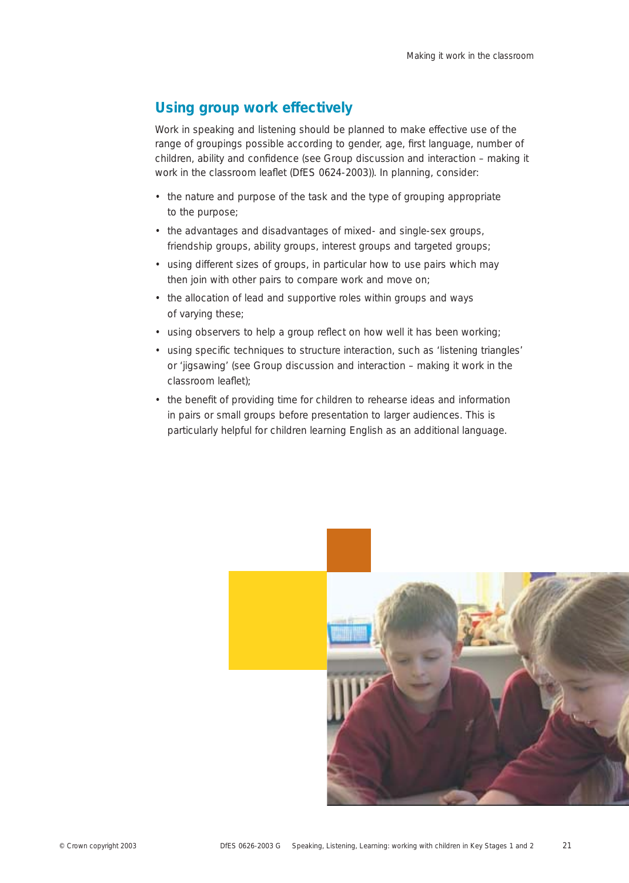## Using group work effectively

Work in speaking and listening should be planned to make effective use of the range of groupings possible according to gender, age, first language, number of children, ability and confidence (see Group discussion and interaction – making it work in the classroom leaflet (DfES 0624-2003)). In planning, consider:

- the nature and purpose of the task and the type of grouping appropriate to the purpose;
- the advantages and disadvantages of mixed- and single-sex groups, friendship groups, ability groups, interest groups and targeted groups;
- using different sizes of groups, in particular how to use pairs which may then join with other pairs to compare work and move on;
- the allocation of lead and supportive roles within groups and ways of varying these;
- using observers to help a group reflect on how well it has been working;
- using specific techniques to structure interaction, such as 'listening triangles' or 'jigsawing' (see Group discussion and interaction – making it work in the classroom leaflet);
- the benefit of providing time for children to rehearse ideas and information in pairs or small groups before presentation to larger audiences. This is particularly helpful for children learning English as an additional language.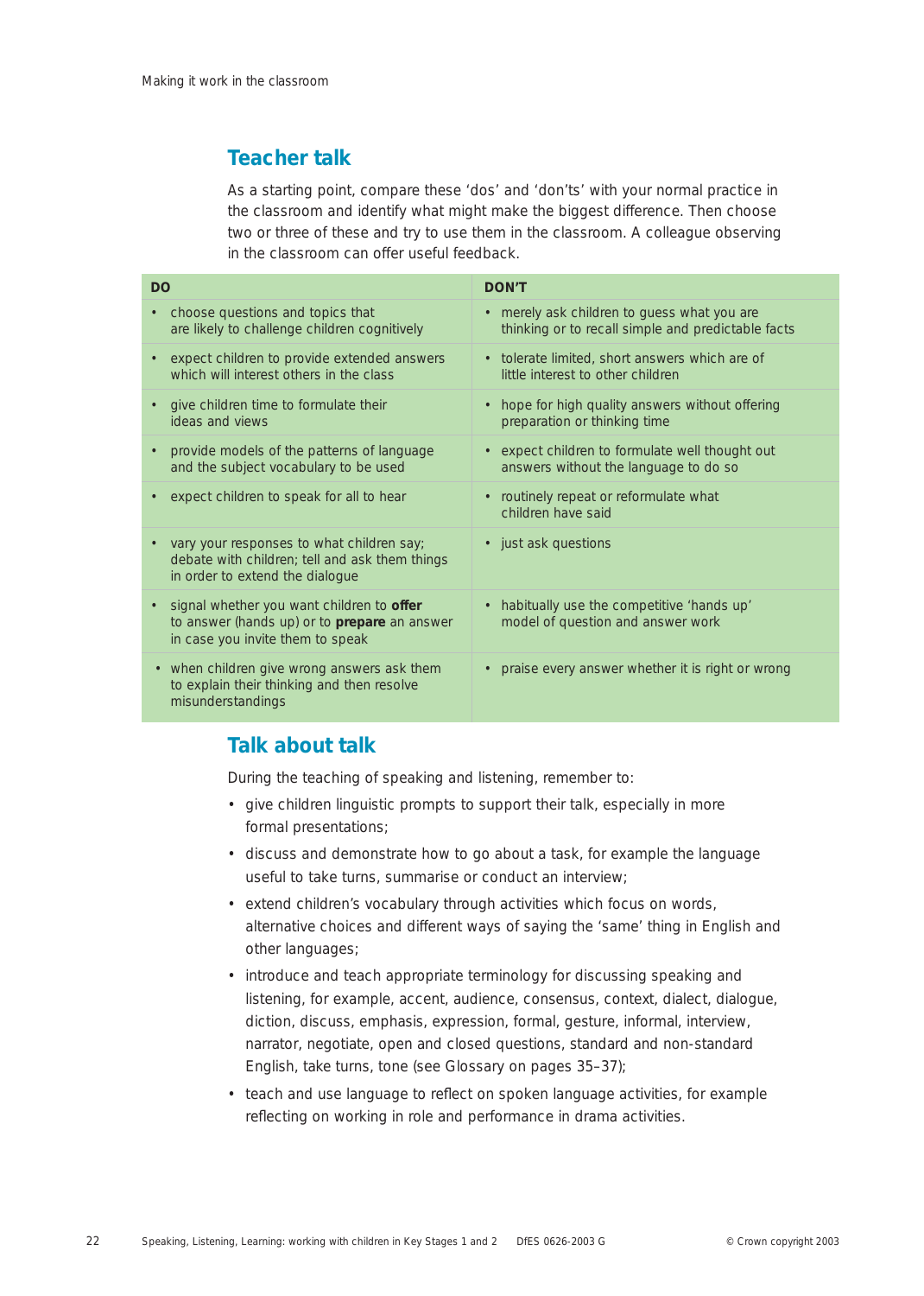## Teacher talk

As a starting point, compare these 'dos' and 'don'ts' with your normal practice in the classroom and identify what might make the biggest difference. Then choose two or three of these and try to use them in the classroom. A colleague observing in the classroom can offer useful feedback.

| DO | DON'T |
|---|---|
| • choose questions and topics that are likely to challenge children cognitively | • merely ask children to guess what you are thinking or to recall simple and predictable facts |
| • expect children to provide extended answers which will interest others in the class | • tolerate limited, short answers which are of little interest to other children |
| • give children time to formulate their ideas and views | • hope for high quality answers without offering preparation or thinking time |
| • provide models of the patterns of language and the subject vocabulary to be used | • expect children to formulate well thought out answers without the language to do so |
| • expect children to speak for all to hear | • routinely repeat or reformulate what children have said |
| • vary your responses to what children say; debate with children; tell and ask them things in order to extend the dialogue | • just ask questions |
| • signal whether you want children to **offer** to answer (hands up) or to **prepare** an answer in case you invite them to speak | • habitually use the competitive 'hands up' model of question and answer work |
| • when children give wrong answers ask them to explain their thinking and then resolve misunderstandings | • praise every answer whether it is right or wrong |

## Talk about talk

During the teaching of speaking and listening, remember to:

- give children linguistic prompts to support their talk, especially in more formal presentations;
- discuss and demonstrate how to go about a task, for example the language useful to take turns, summarise or conduct an interview;
- extend children's vocabulary through activities which focus on words, alternative choices and different ways of saying the 'same' thing in English and other languages;
- introduce and teach appropriate terminology for discussing speaking and listening, for example, accent, audience, consensus, context, dialect, dialogue, diction, discuss, emphasis, expression, formal, gesture, informal, interview, narrator, negotiate, open and closed questions, standard and non-standard English, take turns, tone (see Glossary on pages 35–37);
- teach and use language to reflect on spoken language activities, for example reflecting on working in role and performance in drama activities.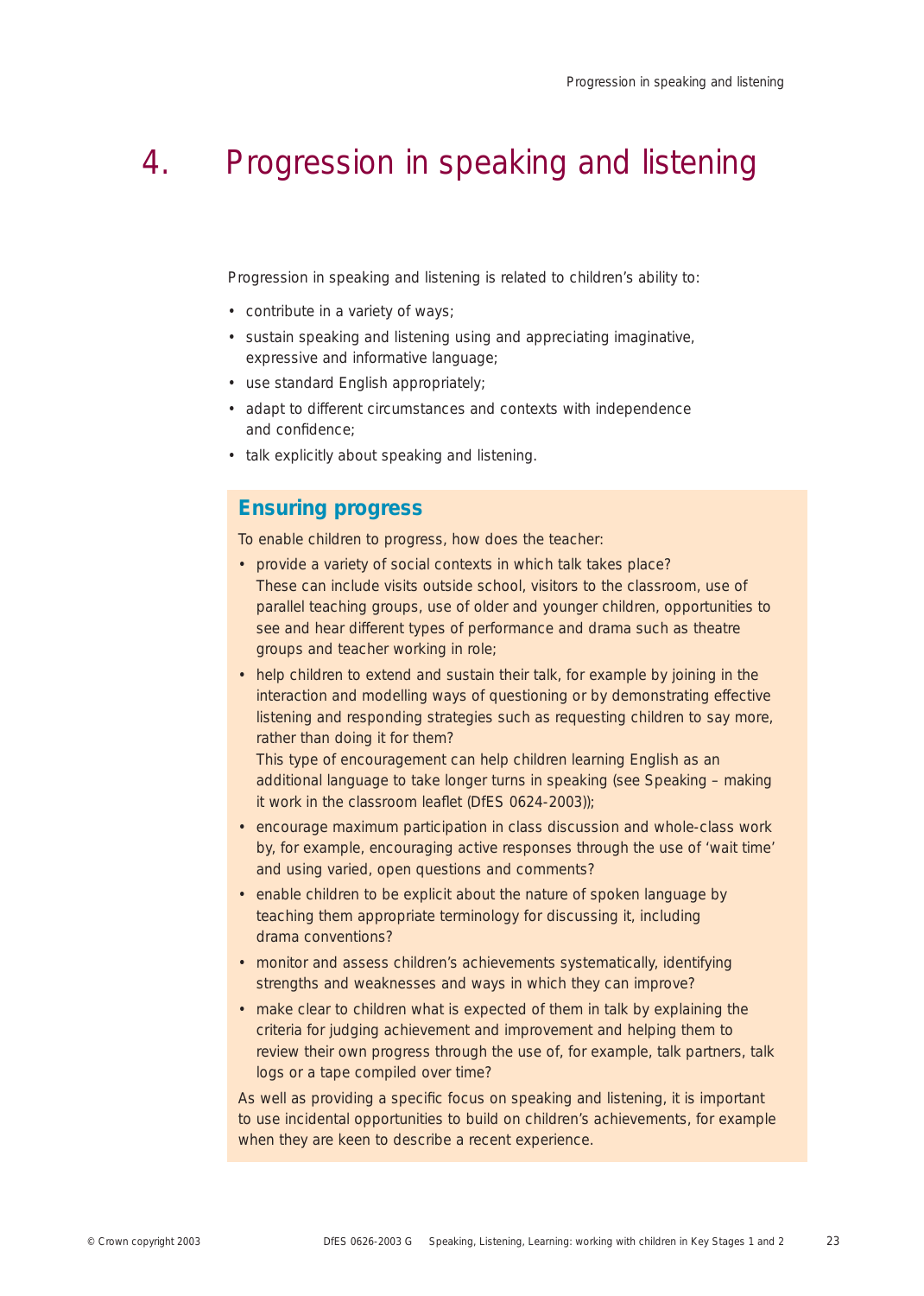# 4. Progression in speaking and listening

Progression in speaking and listening is related to children's ability to:

- contribute in a variety of ways;
- sustain speaking and listening using and appreciating imaginative, expressive and informative language;
- use standard English appropriately;
- adapt to different circumstances and contexts with independence and confidence;
- talk explicitly about speaking and listening.

## Ensuring progress

To enable children to progress, how does the teacher:

- provide a variety of social contexts in which talk takes place?
  These can include visits outside school, visitors to the classroom, use of parallel teaching groups, use of older and younger children, opportunities to see and hear different types of performance and drama such as theatre groups and teacher working in role;
- help children to extend and sustain their talk, for example by joining in the interaction and modelling ways of questioning or by demonstrating effective listening and responding strategies such as requesting children to say more, rather than doing it for them?
  This type of encouragement can help children learning English as an additional language to take longer turns in speaking (see Speaking – making it work in the classroom leaflet (DfES 0624-2003));
- encourage maximum participation in class discussion and whole-class work by, for example, encouraging active responses through the use of 'wait time' and using varied, open questions and comments?
- enable children to be explicit about the nature of spoken language by teaching them appropriate terminology for discussing it, including drama conventions?
- monitor and assess children's achievements systematically, identifying strengths and weaknesses and ways in which they can improve?
- make clear to children what is expected of them in talk by explaining the criteria for judging achievement and improvement and helping them to review their own progress through the use of, for example, talk partners, talk logs or a tape compiled over time?

As well as providing a specific focus on speaking and listening, it is important to use incidental opportunities to build on children's achievements, for example when they are keen to describe a recent experience.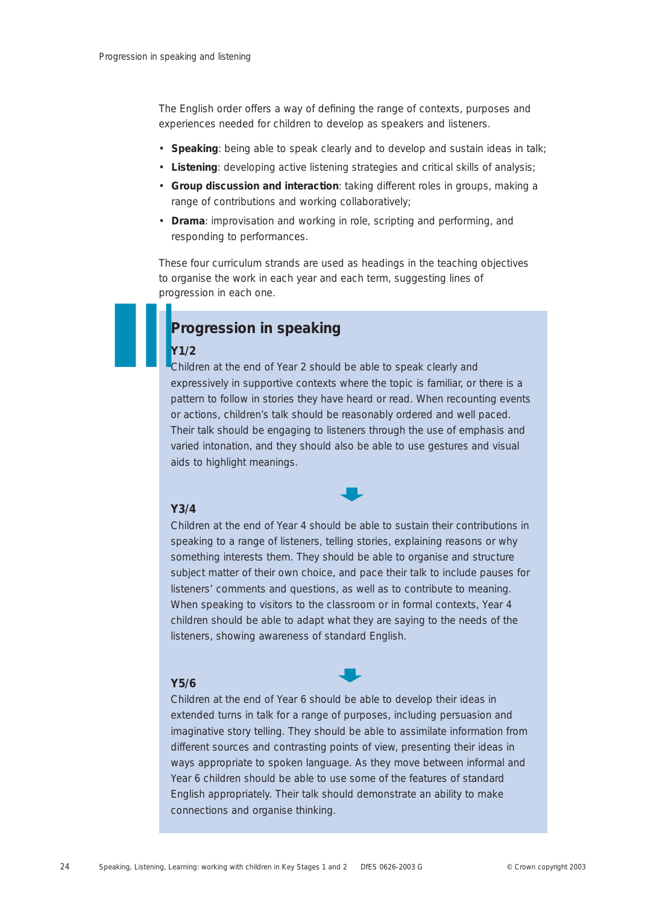The English order offers a way of defining the range of contexts, purposes and experiences needed for children to develop as speakers and listeners.

- **Speaking**: being able to speak clearly and to develop and sustain ideas in talk;
- **Listening**: developing active listening strategies and critical skills of analysis;
- **Group discussion and interaction**: taking different roles in groups, making a range of contributions and working collaboratively;
- **Drama**: improvisation and working in role, scripting and performing, and responding to performances.

These four curriculum strands are used as headings in the teaching objectives to organise the work in each year and each term, suggesting lines of progression in each one.

## Progression in speaking

**Y1/2**

Children at the end of Year 2 should be able to speak clearly and expressively in supportive contexts where the topic is familiar, or there is a pattern to follow in stories they have heard or read. When recounting events or actions, children's talk should be reasonably ordered and well paced. Their talk should be engaging to listeners through the use of emphasis and varied intonation, and they should also be able to use gestures and visual aids to highlight meanings.

**Y3/4**

Children at the end of Year 4 should be able to sustain their contributions in speaking to a range of listeners, telling stories, explaining reasons or why something interests them. They should be able to organise and structure subject matter of their own choice, and pace their talk to include pauses for listeners' comments and questions, as well as to contribute to meaning. When speaking to visitors to the classroom or in formal contexts, Year 4 children should be able to adapt what they are saying to the needs of the listeners, showing awareness of standard English.

**Y5/6**

Children at the end of Year 6 should be able to develop their ideas in extended turns in talk for a range of purposes, including persuasion and imaginative story telling. They should be able to assimilate information from different sources and contrasting points of view, presenting their ideas in ways appropriate to spoken language. As they move between informal and Year 6 children should be able to use some of the features of standard English appropriately. Their talk should demonstrate an ability to make connections and organise thinking.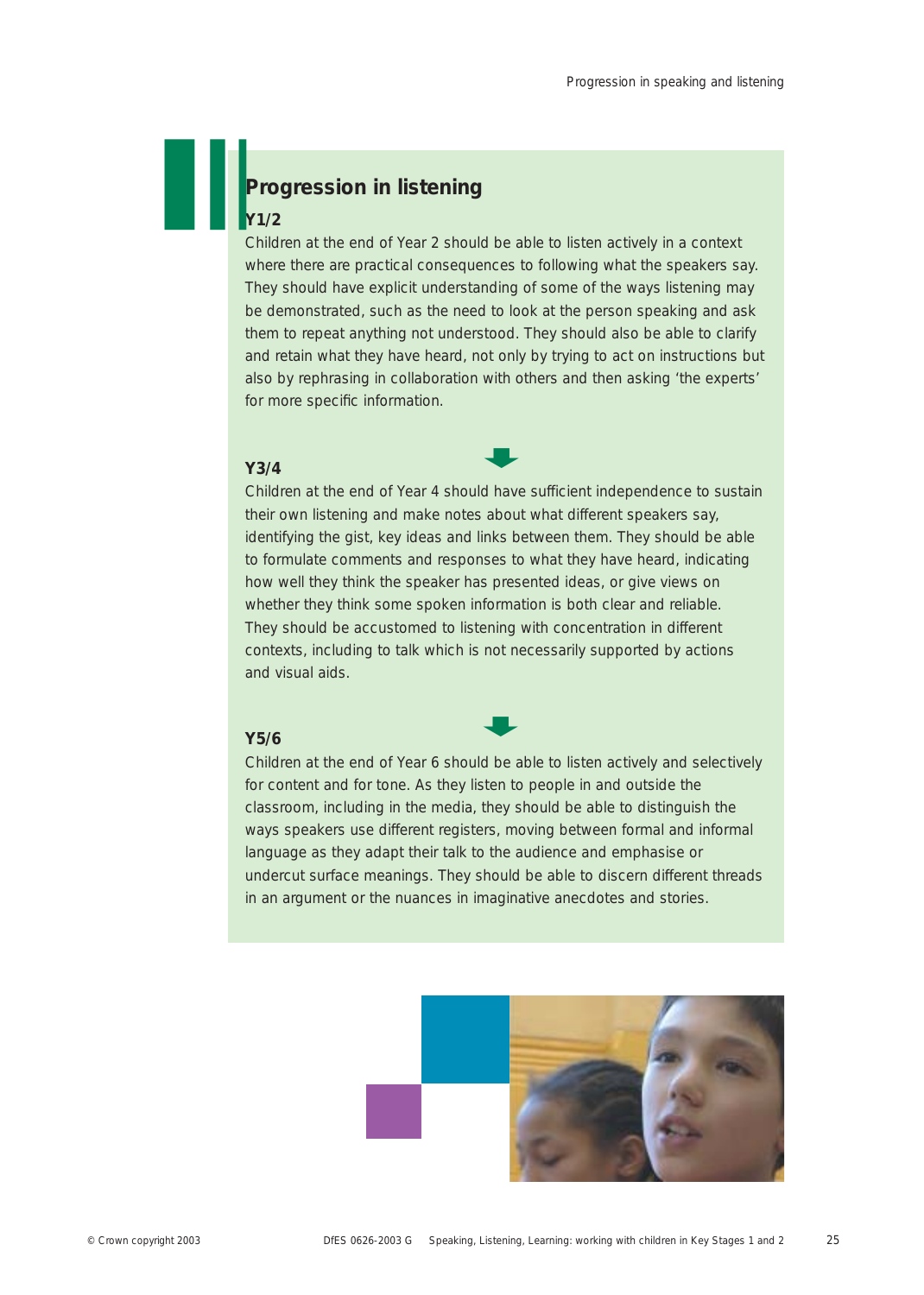## Progression in listening

**Y1/2**

Children at the end of Year 2 should be able to listen actively in a context where there are practical consequences to following what the speakers say. They should have explicit understanding of some of the ways listening may be demonstrated, such as the need to look at the person speaking and ask them to repeat anything not understood. They should also be able to clarify and retain what they have heard, not only by trying to act on instructions but also by rephrasing in collaboration with others and then asking 'the experts' for more specific information.

**Y3/4**

Children at the end of Year 4 should have sufficient independence to sustain their own listening and make notes about what different speakers say, identifying the gist, key ideas and links between them. They should be able to formulate comments and responses to what they have heard, indicating how well they think the speaker has presented ideas, or give views on whether they think some spoken information is both clear and reliable. They should be accustomed to listening with concentration in different contexts, including to talk which is not necessarily supported by actions and visual aids.

**Y5/6**

Children at the end of Year 6 should be able to listen actively and selectively for content and for tone. As they listen to people in and outside the classroom, including in the media, they should be able to distinguish the ways speakers use different registers, moving between formal and informal language as they adapt their talk to the audience and emphasise or undercut surface meanings. They should be able to discern different threads in an argument or the nuances in imaginative anecdotes and stories.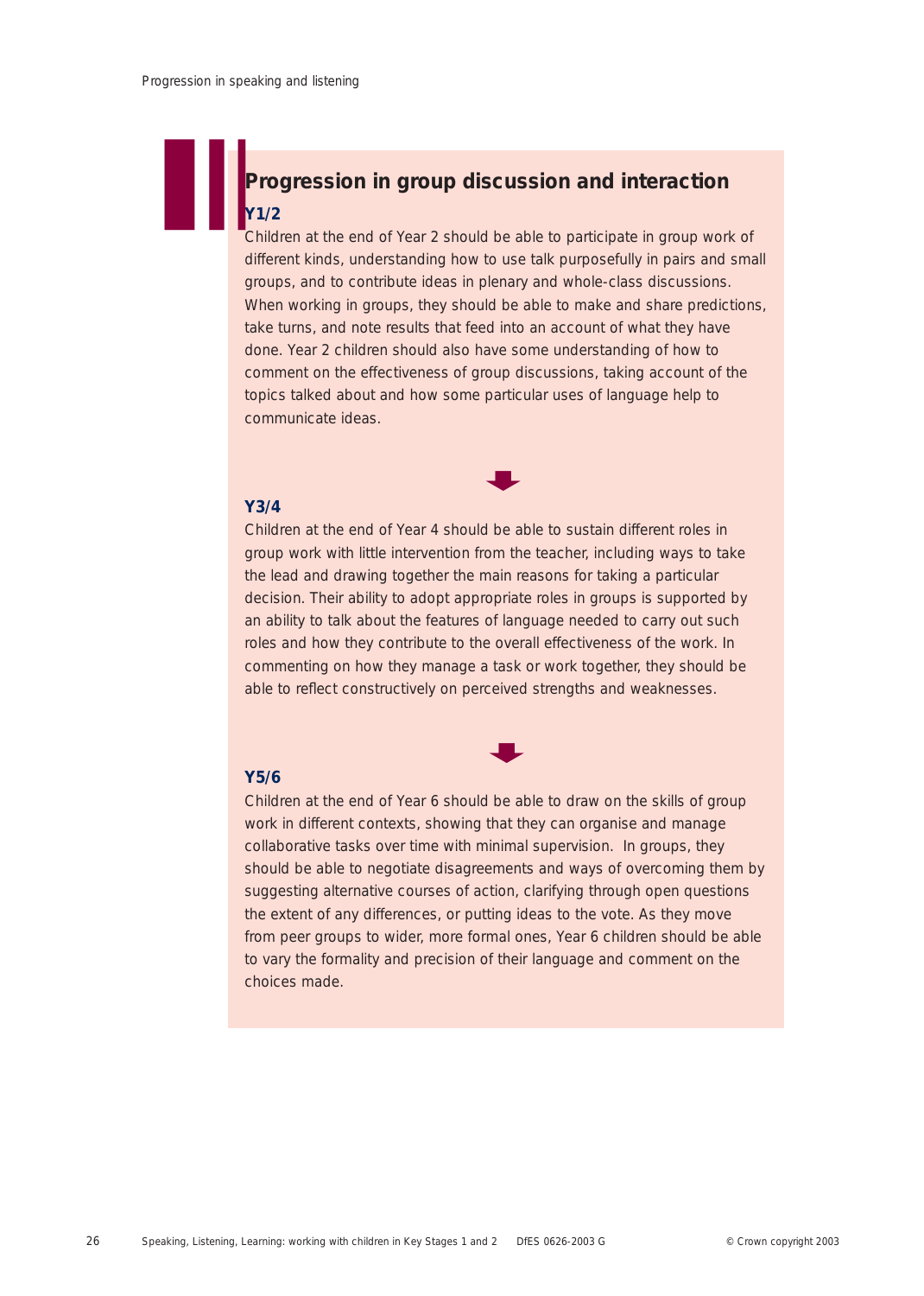## Progression in group discussion and interaction

### Y1/2

Children at the end of Year 2 should be able to participate in group work of different kinds, understanding how to use talk purposefully in pairs and small groups, and to contribute ideas in plenary and whole-class discussions. When working in groups, they should be able to make and share predictions, take turns, and note results that feed into an account of what they have done. Year 2 children should also have some understanding of how to comment on the effectiveness of group discussions, taking account of the topics talked about and how some particular uses of language help to communicate ideas.

### Y3/4

Children at the end of Year 4 should be able to sustain different roles in group work with little intervention from the teacher, including ways to take the lead and drawing together the main reasons for taking a particular decision. Their ability to adopt appropriate roles in groups is supported by an ability to talk about the features of language needed to carry out such roles and how they contribute to the overall effectiveness of the work. In commenting on how they manage a task or work together, they should be able to reflect constructively on perceived strengths and weaknesses.

### Y5/6

Children at the end of Year 6 should be able to draw on the skills of group work in different contexts, showing that they can organise and manage collaborative tasks over time with minimal supervision. In groups, they should be able to negotiate disagreements and ways of overcoming them by suggesting alternative courses of action, clarifying through open questions the extent of any differences, or putting ideas to the vote. As they move from peer groups to wider, more formal ones, Year 6 children should be able to vary the formality and precision of their language and comment on the choices made.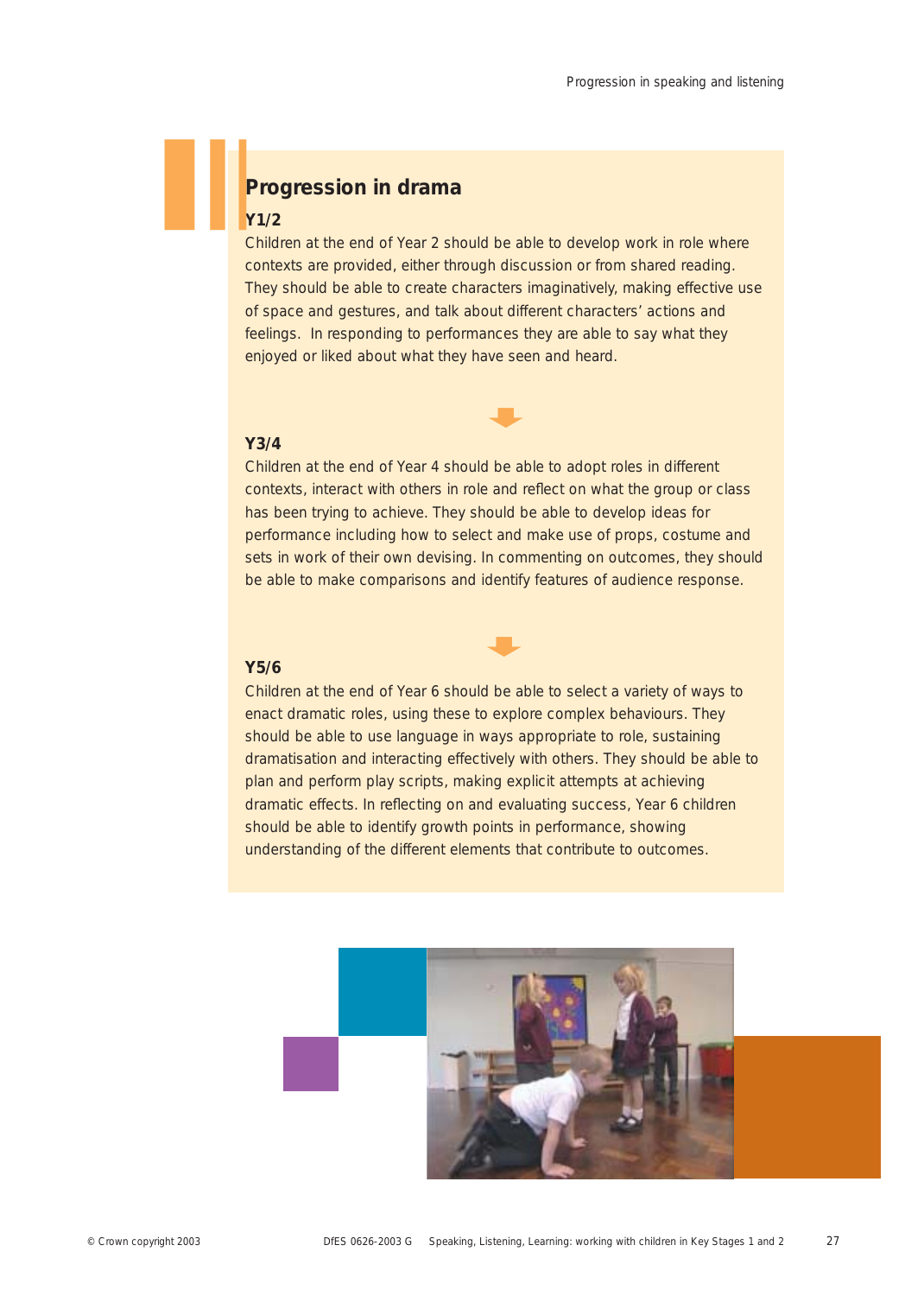## Progression in drama

### Y1/2

Children at the end of Year 2 should be able to develop work in role where contexts are provided, either through discussion or from shared reading. They should be able to create characters imaginatively, making effective use of space and gestures, and talk about different characters' actions and feelings. In responding to performances they are able to say what they enjoyed or liked about what they have seen and heard.

### Y3/4

Children at the end of Year 4 should be able to adopt roles in different contexts, interact with others in role and reflect on what the group or class has been trying to achieve. They should be able to develop ideas for performance including how to select and make use of props, costume and sets in work of their own devising. In commenting on outcomes, they should be able to make comparisons and identify features of audience response.

### Y5/6

Children at the end of Year 6 should be able to select a variety of ways to enact dramatic roles, using these to explore complex behaviours. They should be able to use language in ways appropriate to role, sustaining dramatisation and interacting effectively with others. They should be able to plan and perform play scripts, making explicit attempts at achieving dramatic effects. In reflecting on and evaluating success, Year 6 children should be able to identify growth points in performance, showing understanding of the different elements that contribute to outcomes.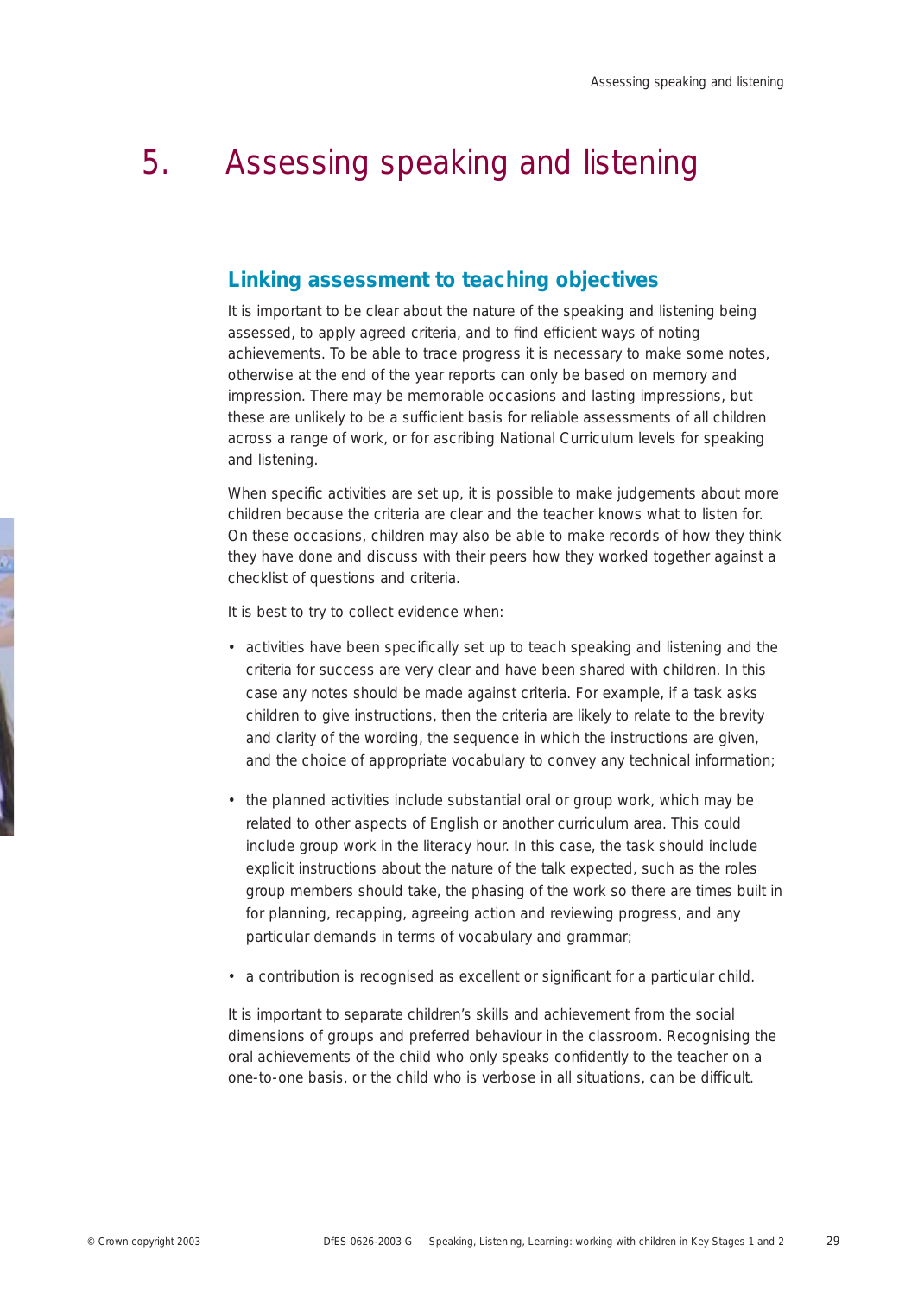# 5. Assessing speaking and listening

## Linking assessment to teaching objectives

It is important to be clear about the nature of the speaking and listening being assessed, to apply agreed criteria, and to find efficient ways of noting achievements. To be able to trace progress it is necessary to make some notes, otherwise at the end of the year reports can only be based on memory and impression. There may be memorable occasions and lasting impressions, but these are unlikely to be a sufficient basis for reliable assessments of all children across a range of work, or for ascribing National Curriculum levels for speaking and listening.

When specific activities are set up, it is possible to make judgements about more children because the criteria are clear and the teacher knows what to listen for. On these occasions, children may also be able to make records of how they think they have done and discuss with their peers how they worked together against a checklist of questions and criteria.

It is best to try to collect evidence when:

- activities have been specifically set up to teach speaking and listening and the criteria for success are very clear and have been shared with children. In this case any notes should be made against criteria. For example, if a task asks children to give instructions, then the criteria are likely to relate to the brevity and clarity of the wording, the sequence in which the instructions are given, and the choice of appropriate vocabulary to convey any technical information;
- the planned activities include substantial oral or group work, which may be related to other aspects of English or another curriculum area. This could include group work in the literacy hour. In this case, the task should include explicit instructions about the nature of the talk expected, such as the roles group members should take, the phasing of the work so there are times built in for planning, recapping, agreeing action and reviewing progress, and any particular demands in terms of vocabulary and grammar;
- a contribution is recognised as excellent or significant for a particular child.

It is important to separate children's skills and achievement from the social dimensions of groups and preferred behaviour in the classroom. Recognising the oral achievements of the child who only speaks confidently to the teacher on a one-to-one basis, or the child who is verbose in all situations, can be difficult.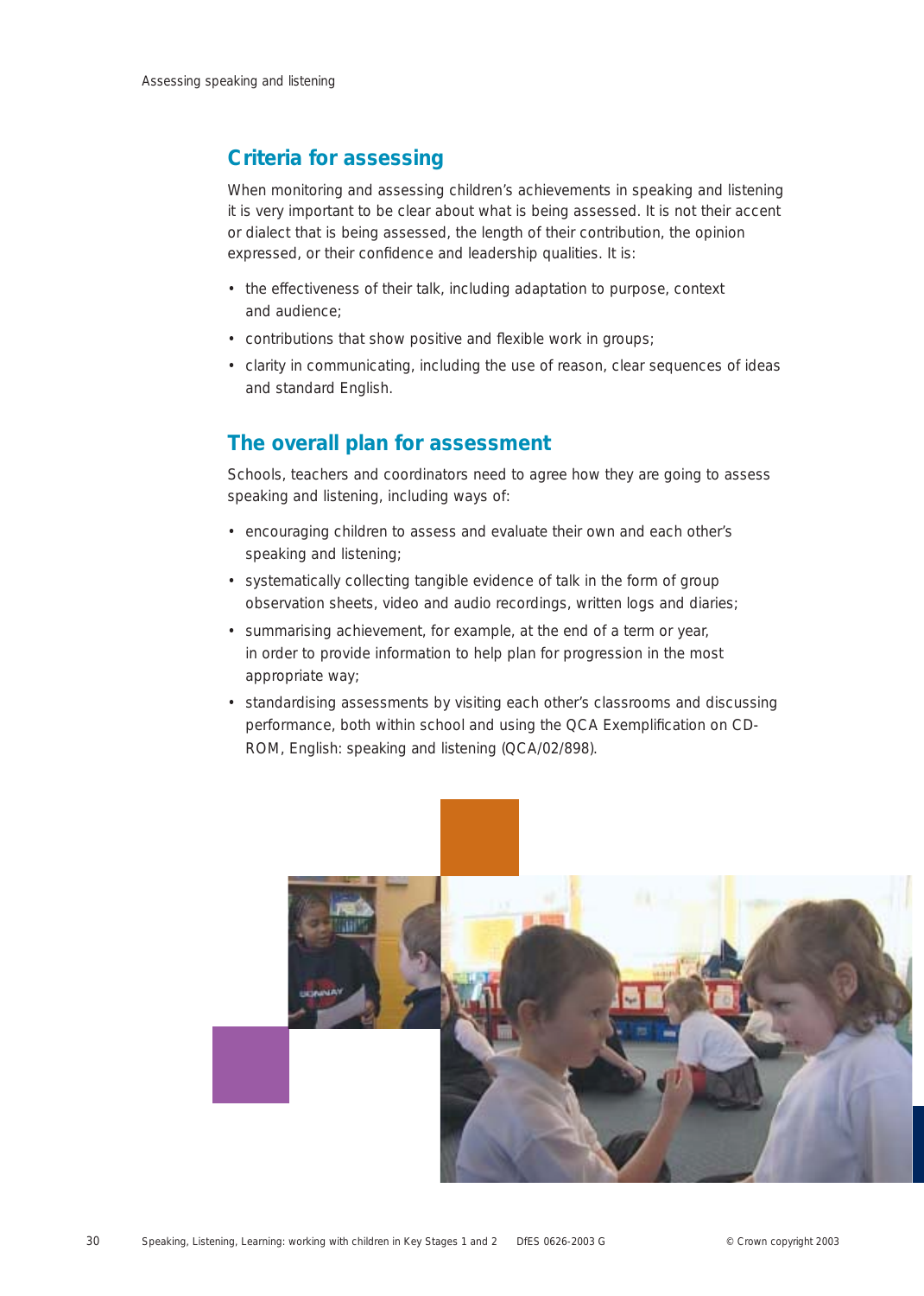## Criteria for assessing

When monitoring and assessing children's achievements in speaking and listening it is very important to be clear about what is being assessed. It is not their accent or dialect that is being assessed, the length of their contribution, the opinion expressed, or their confidence and leadership qualities. It is:

- the effectiveness of their talk, including adaptation to purpose, context and audience;
- contributions that show positive and flexible work in groups;
- clarity in communicating, including the use of reason, clear sequences of ideas and standard English.

## The overall plan for assessment

Schools, teachers and coordinators need to agree how they are going to assess speaking and listening, including ways of:

- encouraging children to assess and evaluate their own and each other's speaking and listening;
- systematically collecting tangible evidence of talk in the form of group observation sheets, video and audio recordings, written logs and diaries;
- summarising achievement, for example, at the end of a term or year, in order to provide information to help plan for progression in the most appropriate way;
- standardising assessments by visiting each other's classrooms and discussing performance, both within school and using the QCA Exemplification on CD-ROM, English: speaking and listening (QCA/02/898).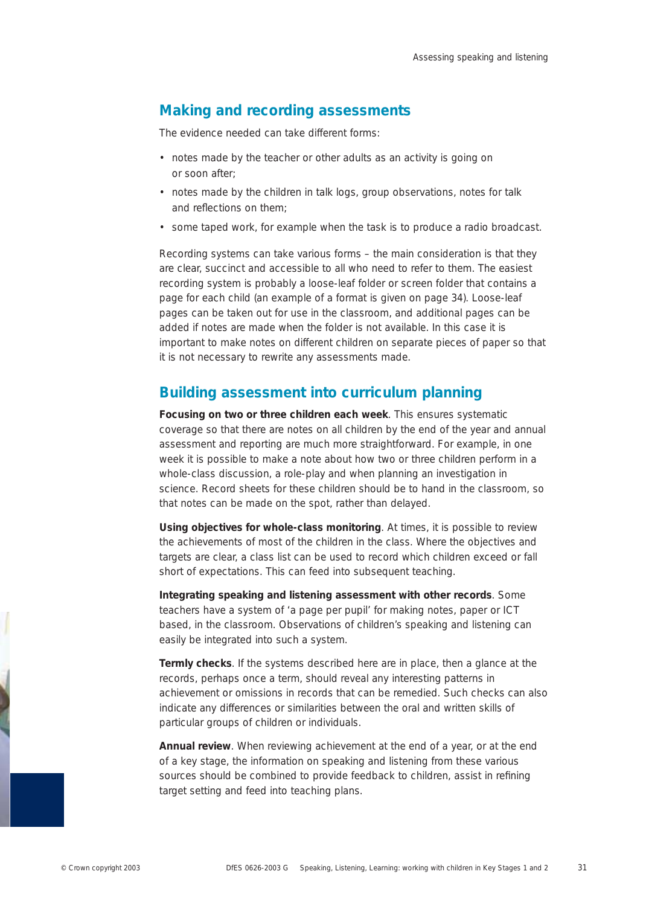## Making and recording assessments

The evidence needed can take different forms:

- notes made by the teacher or other adults as an activity is going on or soon after;
- notes made by the children in talk logs, group observations, notes for talk and reflections on them;
- some taped work, for example when the task is to produce a radio broadcast.

Recording systems can take various forms – the main consideration is that they are clear, succinct and accessible to all who need to refer to them. The easiest recording system is probably a loose-leaf folder or screen folder that contains a page for each child (an example of a format is given on page 34). Loose-leaf pages can be taken out for use in the classroom, and additional pages can be added if notes are made when the folder is not available. In this case it is important to make notes on different children on separate pieces of paper so that it is not necessary to rewrite any assessments made.

## Building assessment into curriculum planning

**Focusing on two or three children each week**. This ensures systematic coverage so that there are notes on all children by the end of the year and annual assessment and reporting are much more straightforward. For example, in one week it is possible to make a note about how two or three children perform in a whole-class discussion, a role-play and when planning an investigation in science. Record sheets for these children should be to hand in the classroom, so that notes can be made on the spot, rather than delayed.

**Using objectives for whole-class monitoring**. At times, it is possible to review the achievements of most of the children in the class. Where the objectives and targets are clear, a class list can be used to record which children exceed or fall short of expectations. This can feed into subsequent teaching.

**Integrating speaking and listening assessment with other records**. Some teachers have a system of 'a page per pupil' for making notes, paper or ICT based, in the classroom. Observations of children's speaking and listening can easily be integrated into such a system.

**Termly checks**. If the systems described here are in place, then a glance at the records, perhaps once a term, should reveal any interesting patterns in achievement or omissions in records that can be remedied. Such checks can also indicate any differences or similarities between the oral and written skills of particular groups of children or individuals.

**Annual review**. When reviewing achievement at the end of a year, or at the end of a key stage, the information on speaking and listening from these various sources should be combined to provide feedback to children, assist in refining target setting and feed into teaching plans.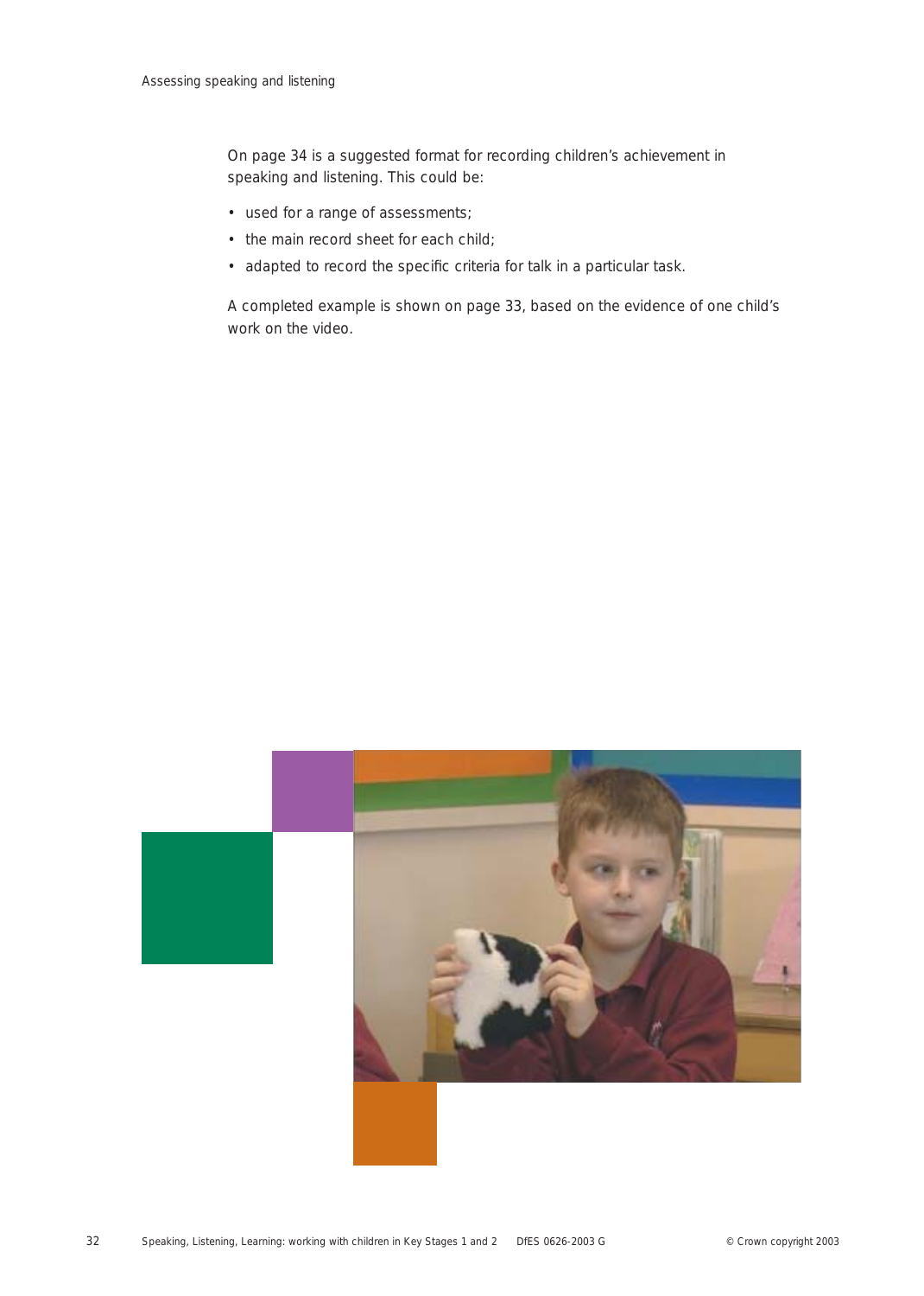On page 34 is a suggested format for recording children's achievement in speaking and listening. This could be:

- used for a range of assessments;
- the main record sheet for each child;
- adapted to record the specific criteria for talk in a particular task.

A completed example is shown on page 33, based on the evidence of one child's work on the video.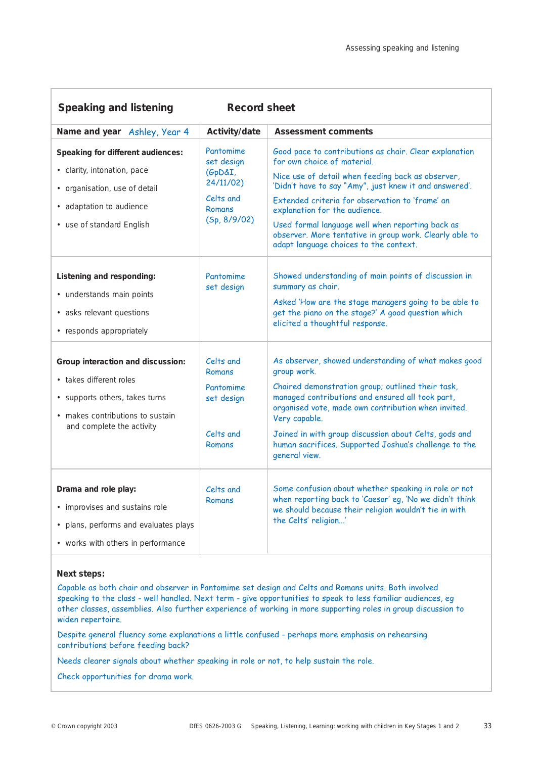## Speaking and listening — Record sheet

| Name and year Ashley, Year 4 | Activity/date | Assessment comments |
|---|---|---|
| **Speaking for different audiences:**<br>• clarity, intonation, pace<br>• organisation, use of detail<br>• adaptation to audience<br>• use of standard English | Pantomime set design (GpD&I, 24/11/02)<br><br>Celts and Romans (Sp, 8/9/02) | Good pace to contributions as chair. Clear explanation for own choice of material.<br><br>Nice use of detail when feeding back as observer, 'Didn't have to say "Amy", just knew it and answered'.<br><br>Extended criteria for observation to 'frame' an explanation for the audience.<br><br>Used formal language well when reporting back as observer. More tentative in group work. Clearly able to adapt language choices to the context. |
| **Listening and responding:**<br>• understands main points<br>• asks relevant questions<br>• responds appropriately | Pantomime set design | Showed understanding of main points of discussion in summary as chair.<br><br>Asked 'How are the stage managers going to be able to get the piano on the stage?' A good question which elicited a thoughtful response. |
| **Group interaction and discussion:**<br>• takes different roles<br>• supports others, takes turns<br>• makes contributions to sustain and complete the activity | Celts and Romans<br><br>Pantomime set design<br><br>Celts and Romans | As observer, showed understanding of what makes good group work.<br><br>Chaired demonstration group; outlined their task, managed contributions and ensured all took part, organised vote, made own contribution when invited. Very capable.<br><br>Joined in with group discussion about Celts, gods and human sacrifices. Supported Joshua's challenge to the general view. |
| **Drama and role play:**<br>• improvises and sustains role<br>• plans, performs and evaluates plays<br>• works with others in performance | Celts and Romans | Some confusion about whether speaking in role or not when reporting back to 'Caesar' eg, 'No we didn't think we should because their religion wouldn't tie in with the Celts' religion…' |

**Next steps:**

Capable as both chair and observer in Pantomime set design and Celts and Romans units. Both involved speaking to the class - well handled. Next term - give opportunities to speak to less familiar audiences, eg other classes, assemblies. Also further experience of working in more supporting roles in group discussion to widen repertoire.

Despite general fluency some explanations a little confused - perhaps more emphasis on rehearsing contributions before feeding back?

Needs clearer signals about whether speaking in role or not, to help sustain the role.

Check opportunities for drama work.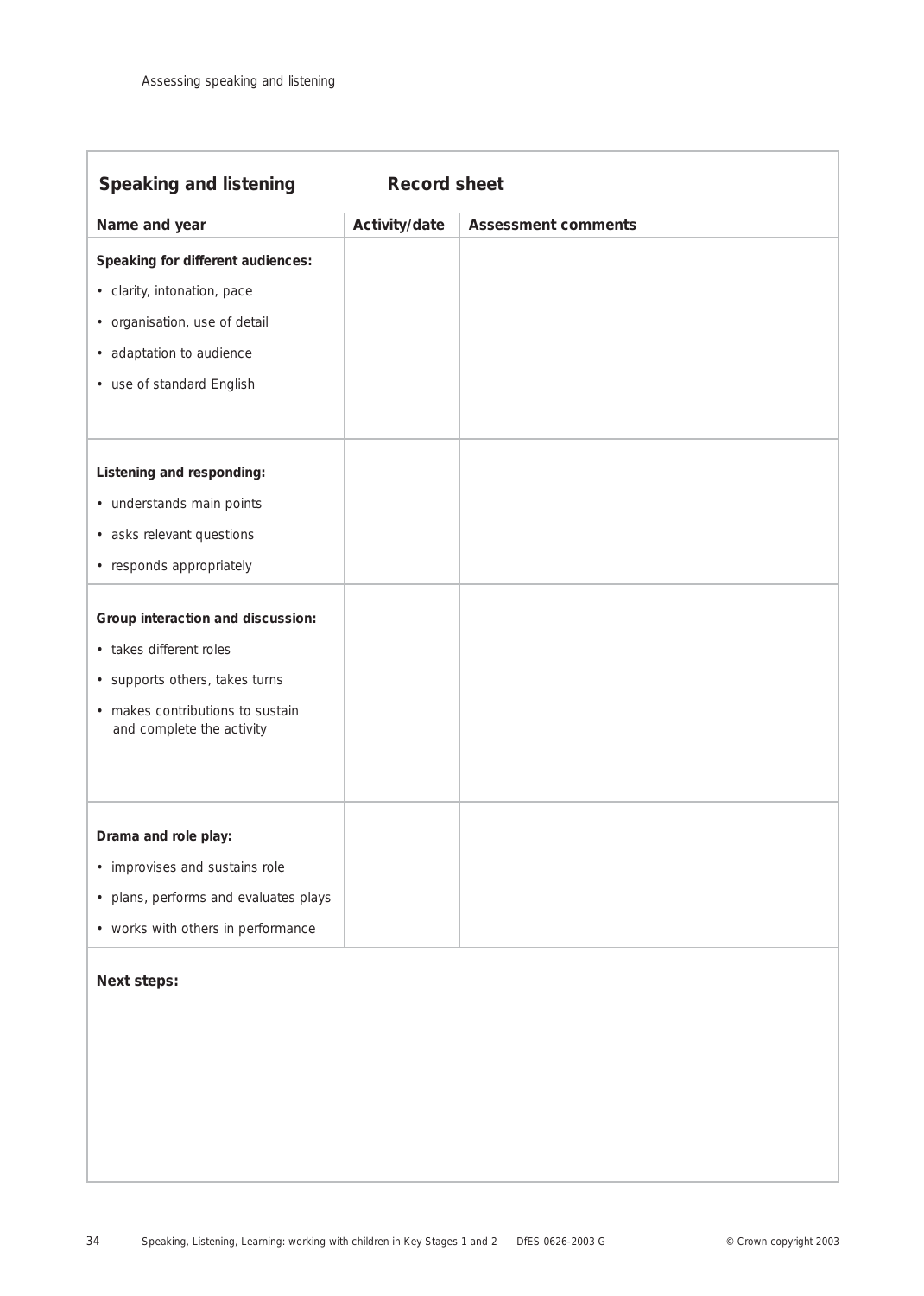## Speaking and listening Record sheet

| Name and year | Activity/date | Assessment comments |
|---|---|---|
| **Speaking for different audiences:**<br>• clarity, intonation, pace<br>• organisation, use of detail<br>• adaptation to audience<br>• use of standard English | | |
| **Listening and responding:**<br>• understands main points<br>• asks relevant questions<br>• responds appropriately | | |
| **Group interaction and discussion:**<br>• takes different roles<br>• supports others, takes turns<br>• makes contributions to sustain and complete the activity | | |
| **Drama and role play:**<br>• improvises and sustains role<br>• plans, performs and evaluates plays<br>• works with others in performance | | |

**Next steps:**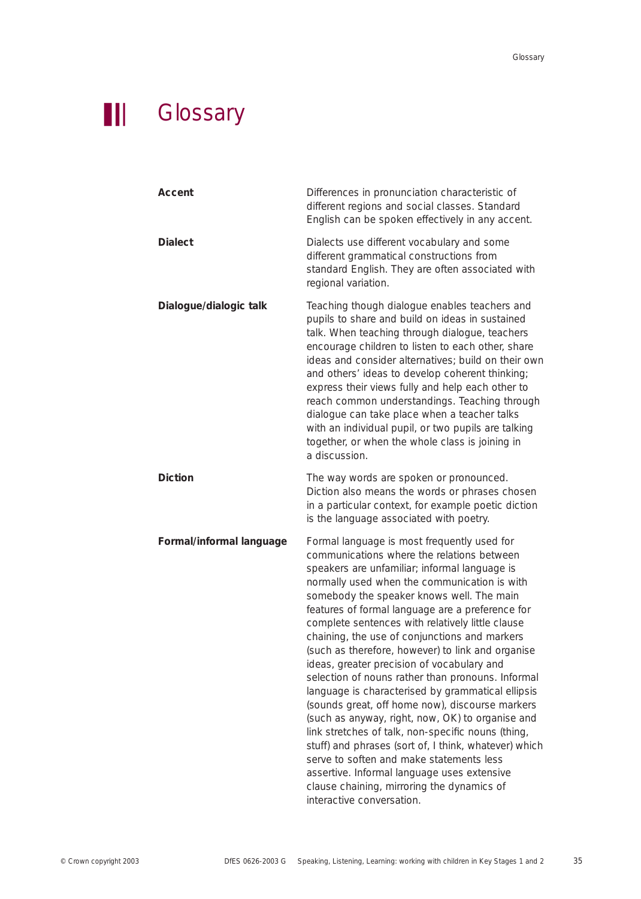# Glossary

**Accent**

Differences in pronunciation characteristic of different regions and social classes. Standard English can be spoken effectively in any accent.

**Dialect**

Dialects use different vocabulary and some different grammatical constructions from standard English. They are often associated with regional variation.

**Dialogue/dialogic talk**

Teaching though dialogue enables teachers and pupils to share and build on ideas in sustained talk. When teaching through dialogue, teachers encourage children to listen to each other, share ideas and consider alternatives; build on their own and others' ideas to develop coherent thinking; express their views fully and help each other to reach common understandings. Teaching through dialogue can take place when a teacher talks with an individual pupil, or two pupils are talking together, or when the whole class is joining in a discussion.

**Diction**

The way words are spoken or pronounced. Diction also means the words or phrases chosen in a particular context, for example poetic diction is the language associated with poetry.

**Formal/informal language**

Formal language is most frequently used for communications where the relations between speakers are unfamiliar; informal language is normally used when the communication is with somebody the speaker knows well. The main features of formal language are a preference for complete sentences with relatively little clause chaining, the use of conjunctions and markers (such as therefore, however) to link and organise ideas, greater precision of vocabulary and selection of nouns rather than pronouns. Informal language is characterised by grammatical ellipsis (sounds great, off home now), discourse markers (such as anyway, right, now, OK) to organise and link stretches of talk, non-specific nouns (thing, stuff) and phrases (sort of, I think, whatever) which serve to soften and make statements less assertive. Informal language uses extensive clause chaining, mirroring the dynamics of interactive conversation.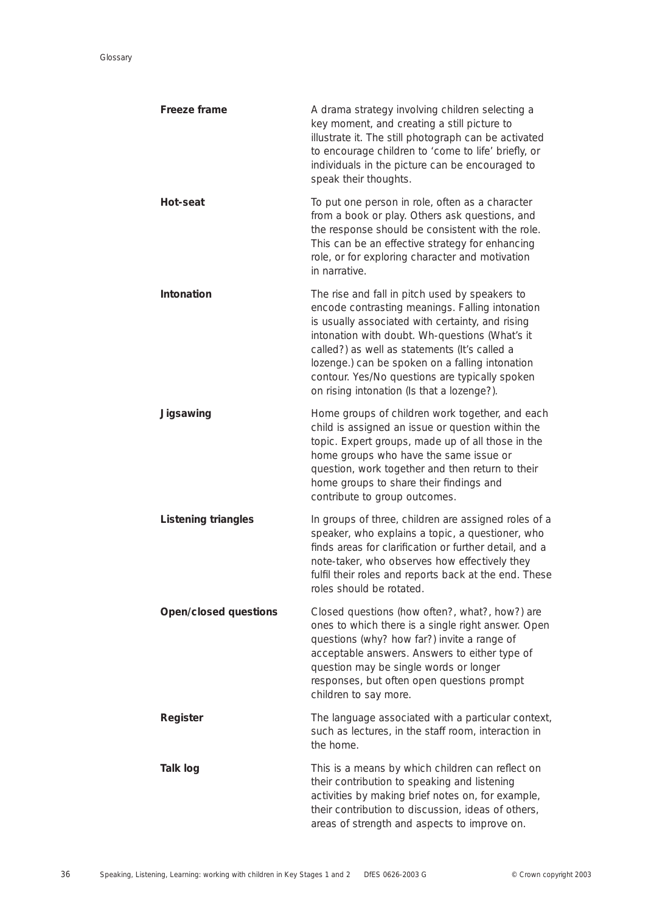| | |
|---|---|
| **Freeze frame** | A drama strategy involving children selecting a key moment, and creating a still picture to illustrate it. The still photograph can be activated to encourage children to 'come to life' briefly, or individuals in the picture can be encouraged to speak their thoughts. |
| **Hot-seat** | To put one person in role, often as a character from a book or play. Others ask questions, and the response should be consistent with the role. This can be an effective strategy for enhancing role, or for exploring character and motivation in narrative. |
| **Intonation** | The rise and fall in pitch used by speakers to encode contrasting meanings. Falling intonation is usually associated with certainty, and rising intonation with doubt. Wh-questions (What's it called?) as well as statements (It's called a lozenge.) can be spoken on a falling intonation contour. Yes/No questions are typically spoken on rising intonation (Is that a lozenge?). |
| **Jigsawing** | Home groups of children work together, and each child is assigned an issue or question within the topic. Expert groups, made up of all those in the home groups who have the same issue or question, work together and then return to their home groups to share their findings and contribute to group outcomes. |
| **Listening triangles** | In groups of three, children are assigned roles of a speaker, who explains a topic, a questioner, who finds areas for clarification or further detail, and a note-taker, who observes how effectively they fulfil their roles and reports back at the end. These roles should be rotated. |
| **Open/closed questions** | Closed questions (how often?, what?, how?) are ones to which there is a single right answer. Open questions (why? how far?) invite a range of acceptable answers. Answers to either type of question may be single words or longer responses, but often open questions prompt children to say more. |
| **Register** | The language associated with a particular context, such as lectures, in the staff room, interaction in the home. |
| **Talk log** | This is a means by which children can reflect on their contribution to speaking and listening activities by making brief notes on, for example, their contribution to discussion, ideas of others, areas of strength and aspects to improve on. |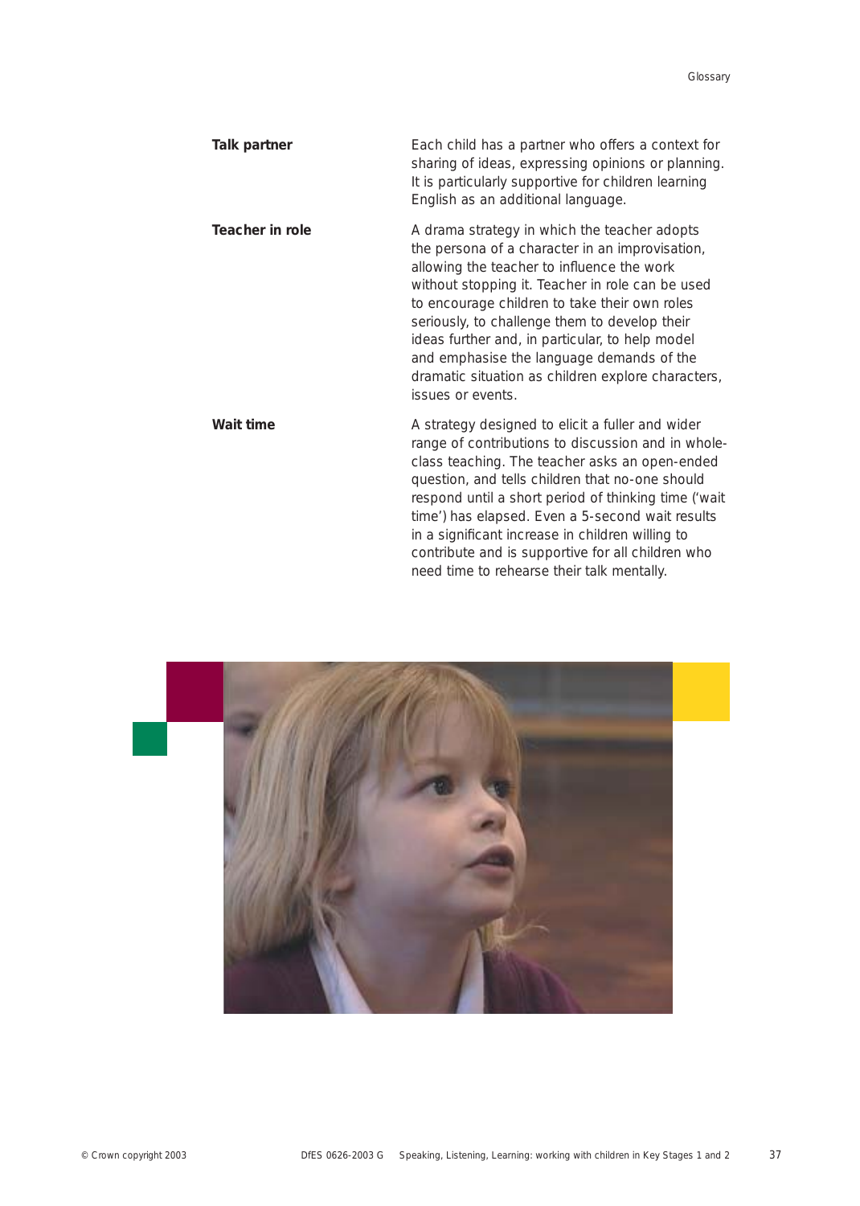**Talk partner**

Each child has a partner who offers a context for sharing of ideas, expressing opinions or planning. It is particularly supportive for children learning English as an additional language.

**Teacher in role**

A drama strategy in which the teacher adopts the persona of a character in an improvisation, allowing the teacher to influence the work without stopping it. Teacher in role can be used to encourage children to take their own roles seriously, to challenge them to develop their ideas further and, in particular, to help model and emphasise the language demands of the dramatic situation as children explore characters, issues or events.

**Wait time**

A strategy designed to elicit a fuller and wider range of contributions to discussion and in whole-class teaching. The teacher asks an open-ended question, and tells children that no-one should respond until a short period of thinking time ('wait time') has elapsed. Even a 5-second wait results in a significant increase in children willing to contribute and is supportive for all children who need time to rehearse their talk mentally.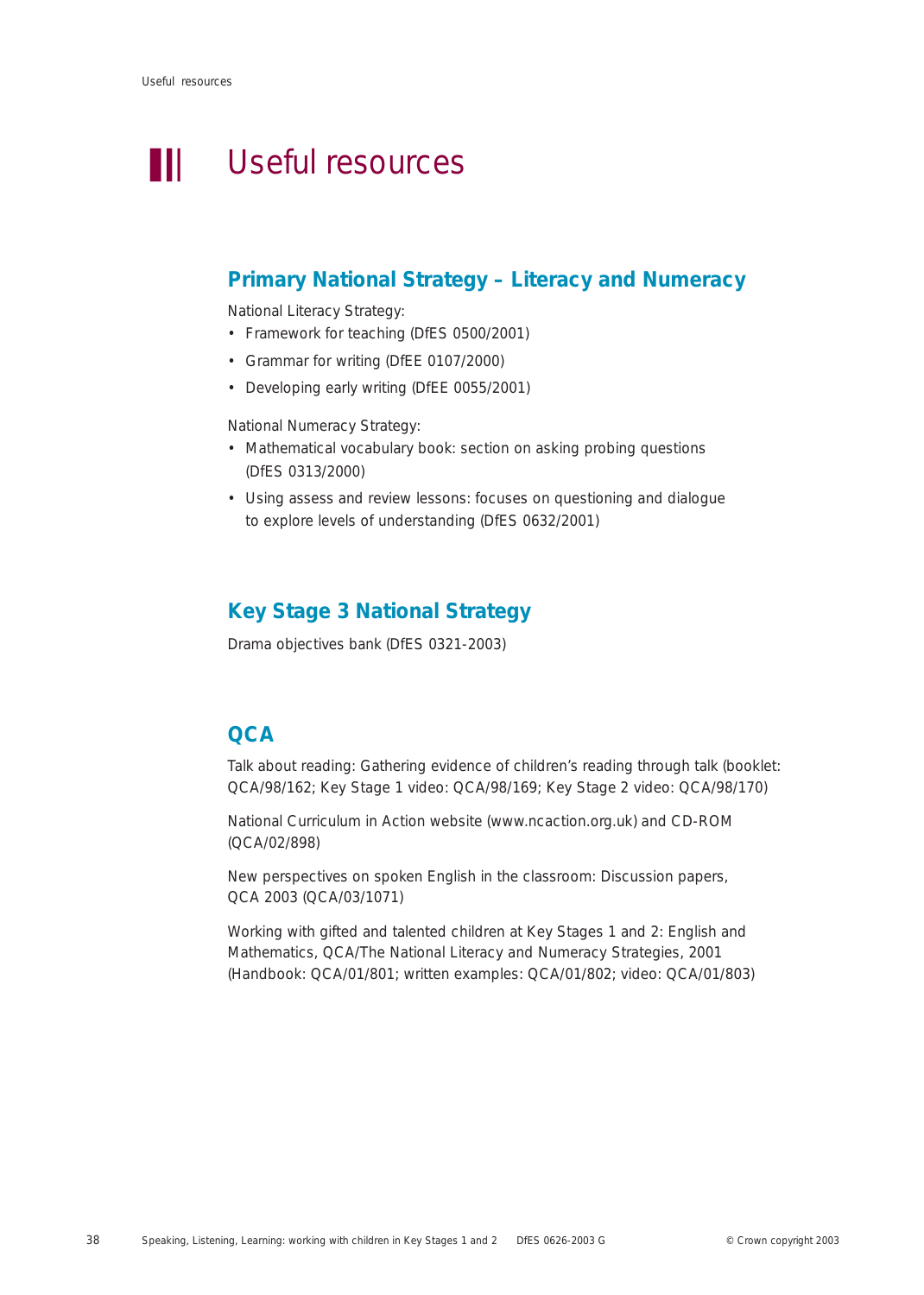# Useful resources

## Primary National Strategy – Literacy and Numeracy

National Literacy Strategy:

- Framework for teaching (DfES 0500/2001)
- Grammar for writing (DfEE 0107/2000)
- Developing early writing (DfEE 0055/2001)

National Numeracy Strategy:

- Mathematical vocabulary book: section on asking probing questions (DfES 0313/2000)
- Using assess and review lessons: focuses on questioning and dialogue to explore levels of understanding (DfES 0632/2001)

## Key Stage 3 National Strategy

Drama objectives bank (DfES 0321-2003)

## QCA

Talk about reading: Gathering evidence of children's reading through talk (booklet: QCA/98/162; Key Stage 1 video: QCA/98/169; Key Stage 2 video: QCA/98/170)

National Curriculum in Action website (www.ncaction.org.uk) and CD-ROM (QCA/02/898)

New perspectives on spoken English in the classroom: Discussion papers, QCA 2003 (QCA/03/1071)

Working with gifted and talented children at Key Stages 1 and 2: English and Mathematics, QCA/The National Literacy and Numeracy Strategies, 2001 (Handbook: QCA/01/801; written examples: QCA/01/802; video: QCA/01/803)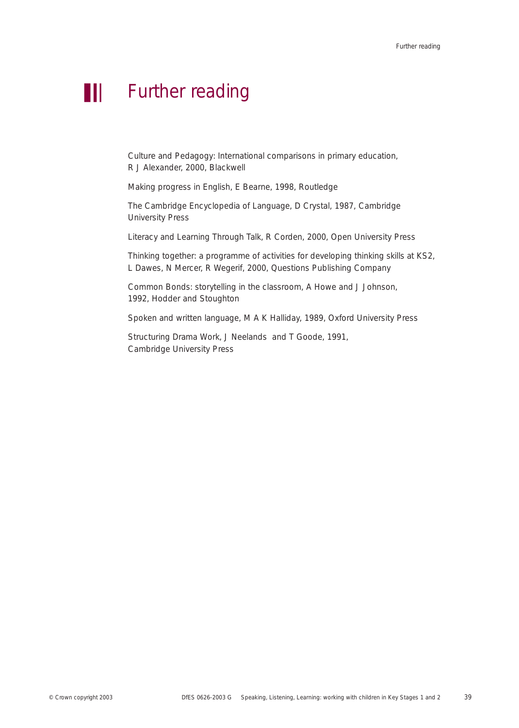# Further reading

Culture and Pedagogy: International comparisons in primary education, R J Alexander, 2000, Blackwell

Making progress in English, E Bearne, 1998, Routledge

The Cambridge Encyclopedia of Language, D Crystal, 1987, Cambridge University Press

Literacy and Learning Through Talk, R Corden, 2000, Open University Press

Thinking together: a programme of activities for developing thinking skills at KS2, L Dawes, N Mercer, R Wegerif, 2000, Questions Publishing Company

Common Bonds: storytelling in the classroom, A Howe and J Johnson, 1992, Hodder and Stoughton

Spoken and written language, M A K Halliday, 1989, Oxford University Press

Structuring Drama Work, J Neelands and T Goode, 1991, Cambridge University Press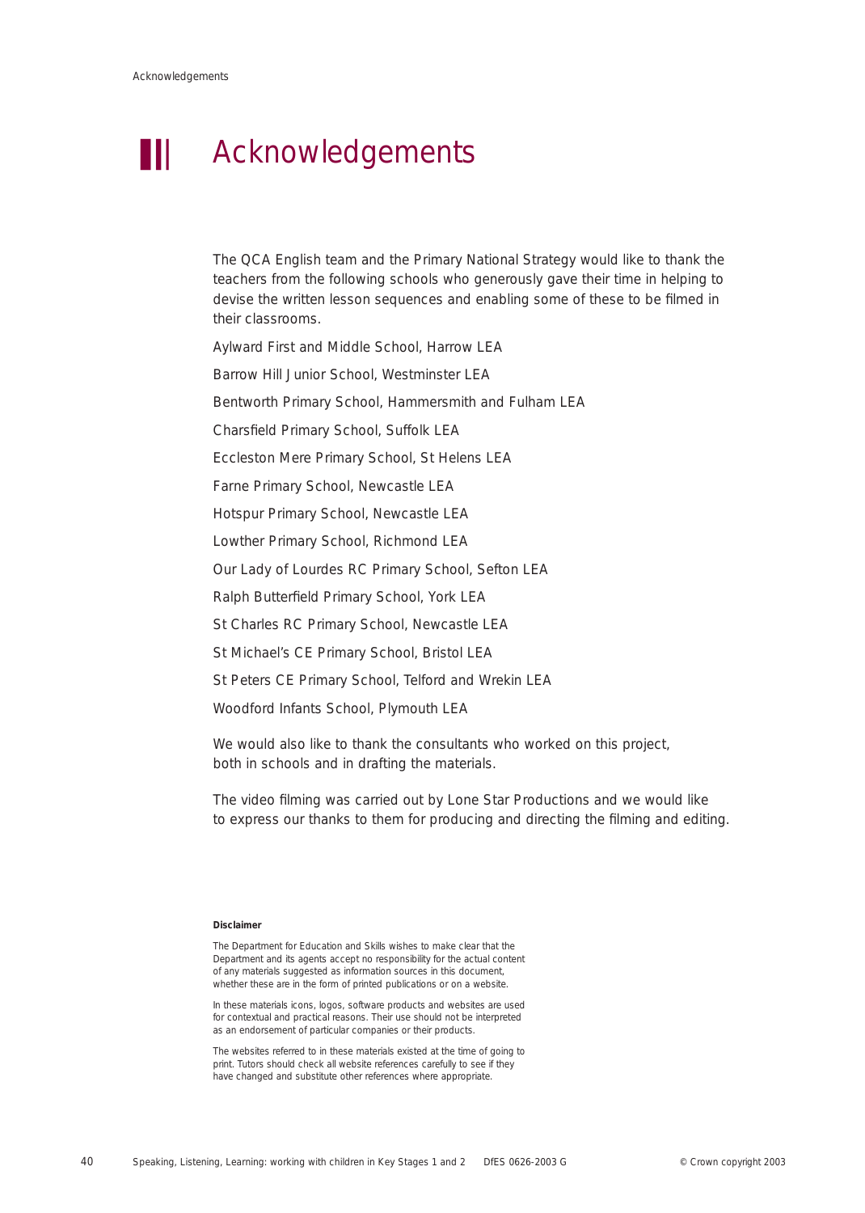# Acknowledgements

The QCA English team and the Primary National Strategy would like to thank the teachers from the following schools who generously gave their time in helping to devise the written lesson sequences and enabling some of these to be filmed in their classrooms.

Aylward First and Middle School, Harrow LEA

Barrow Hill Junior School, Westminster LEA

Bentworth Primary School, Hammersmith and Fulham LEA

Charsfield Primary School, Suffolk LEA

Eccleston Mere Primary School, St Helens LEA

Farne Primary School, Newcastle LEA

Hotspur Primary School, Newcastle LEA

Lowther Primary School, Richmond LEA

Our Lady of Lourdes RC Primary School, Sefton LEA

Ralph Butterfield Primary School, York LEA

St Charles RC Primary School, Newcastle LEA

St Michael's CE Primary School, Bristol LEA

St Peters CE Primary School, Telford and Wrekin LEA

Woodford Infants School, Plymouth LEA

We would also like to thank the consultants who worked on this project, both in schools and in drafting the materials.

The video filming was carried out by Lone Star Productions and we would like to express our thanks to them for producing and directing the filming and editing.

**Disclaimer**

The Department for Education and Skills wishes to make clear that the Department and its agents accept no responsibility for the actual content of any materials suggested as information sources in this document, whether these are in the form of printed publications or on a website.

In these materials icons, logos, software products and websites are used for contextual and practical reasons. Their use should not be interpreted as an endorsement of particular companies or their products.

The websites referred to in these materials existed at the time of going to print. Tutors should check all website references carefully to see if they have changed and substitute other references where appropriate.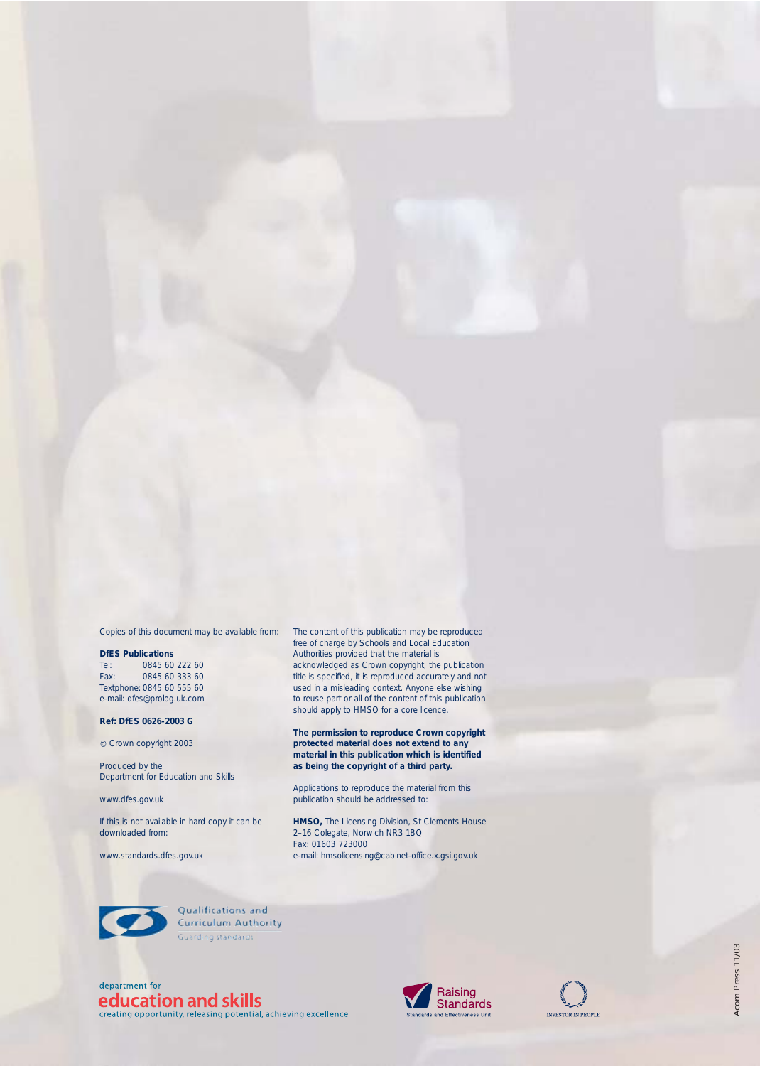Copies of this document may be available from:

**DfES Publications**
Tel: 0845 60 222 60
Fax: 0845 60 333 60
Textphone: 0845 60 555 60
e-mail: dfes@prolog.uk.com

**Ref: DfES 0626-2003 G**

© Crown copyright 2003

Produced by the
Department for Education and Skills

www.dfes.gov.uk

If this is not available in hard copy it can be downloaded from:

www.standards.dfes.gov.uk

The content of this publication may be reproduced free of charge by Schools and Local Education Authorities provided that the material is acknowledged as Crown copyright, the publication title is specified, it is reproduced accurately and not used in a misleading context. Anyone else wishing to reuse part or all of the content of this publication should apply to HMSO for a core licence.

**The permission to reproduce Crown copyright protected material does not extend to any material in this publication which is identified as being the copyright of a third party.**

Applications to reproduce the material from this publication should be addressed to:

**HMSO,** The Licensing Division, St Clements House
2–16 Colegate, Norwich NR3 1BQ
Fax: 01603 723000
e-mail: hmsolicensing@cabinet-office.x.gsi.gov.uk

Qualifications and Curriculum Authority
Guarding standards

department for
education and skills
creating opportunity, releasing potential, achieving excellence

Raising Standards
Standards and Effectiveness Unit

INVESTOR IN PEOPLE

Acorn Press 11/03